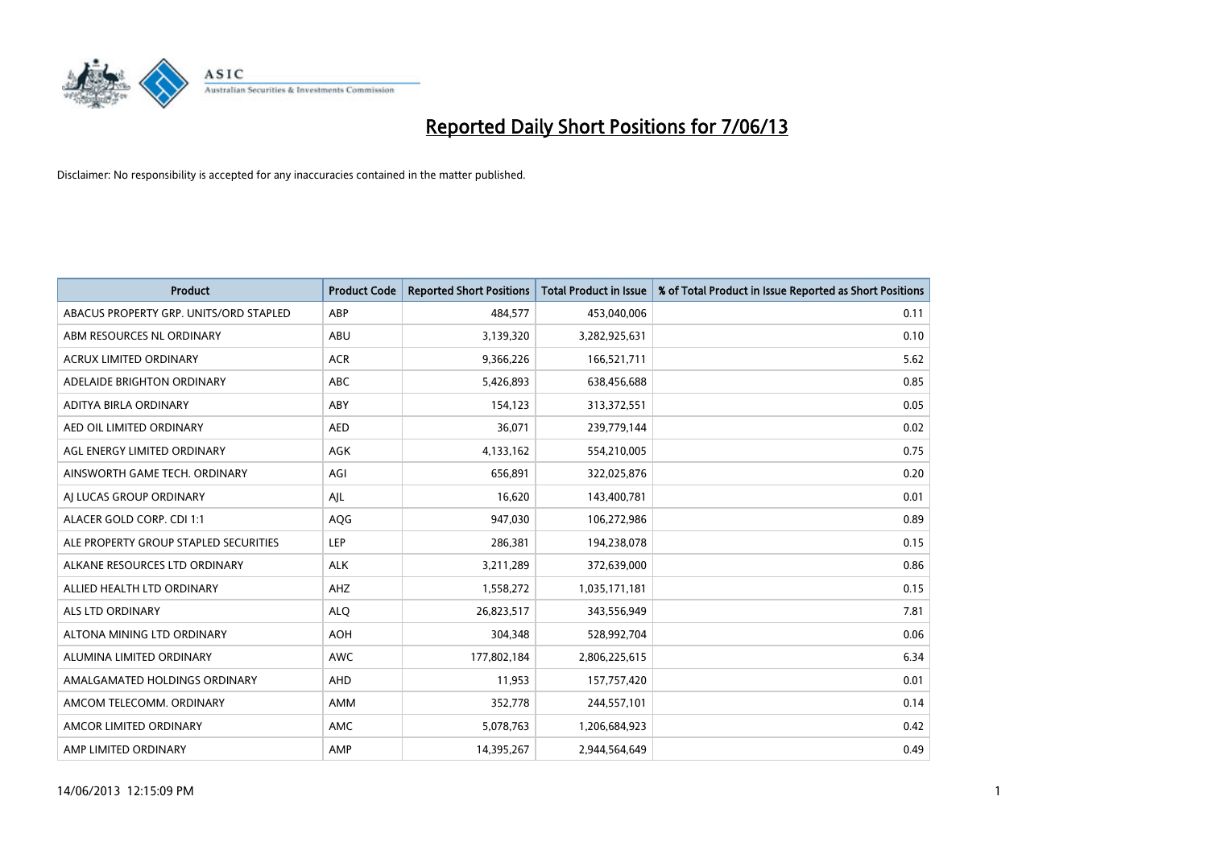# Reported Daily Short Positions for 7/06/13

Disclaimer: No responsibility is accepted for any inaccuracies contained in the matter published.

| Product | Product Code | Reported Short Positions | Total Product in Issue | % of Total Product in Issue Reported as Short Positions |
|---|---|---|---|---|
| ABACUS PROPERTY GRP. UNITS/ORD STAPLED | ABP | 484,577 | 453,040,006 | 0.11 |
| ABM RESOURCES NL ORDINARY | ABU | 3,139,320 | 3,282,925,631 | 0.10 |
| ACRUX LIMITED ORDINARY | ACR | 9,366,226 | 166,521,711 | 5.62 |
| ADELAIDE BRIGHTON ORDINARY | ABC | 5,426,893 | 638,456,688 | 0.85 |
| ADITYA BIRLA ORDINARY | ABY | 154,123 | 313,372,551 | 0.05 |
| AED OIL LIMITED ORDINARY | AED | 36,071 | 239,779,144 | 0.02 |
| AGL ENERGY LIMITED ORDINARY | AGK | 4,133,162 | 554,210,005 | 0.75 |
| AINSWORTH GAME TECH. ORDINARY | AGI | 656,891 | 322,025,876 | 0.20 |
| AJ LUCAS GROUP ORDINARY | AJL | 16,620 | 143,400,781 | 0.01 |
| ALACER GOLD CORP. CDI 1:1 | AQG | 947,030 | 106,272,986 | 0.89 |
| ALE PROPERTY GROUP STAPLED SECURITIES | LEP | 286,381 | 194,238,078 | 0.15 |
| ALKANE RESOURCES LTD ORDINARY | ALK | 3,211,289 | 372,639,000 | 0.86 |
| ALLIED HEALTH LTD ORDINARY | AHZ | 1,558,272 | 1,035,171,181 | 0.15 |
| ALS LTD ORDINARY | ALQ | 26,823,517 | 343,556,949 | 7.81 |
| ALTONA MINING LTD ORDINARY | AOH | 304,348 | 528,992,704 | 0.06 |
| ALUMINA LIMITED ORDINARY | AWC | 177,802,184 | 2,806,225,615 | 6.34 |
| AMALGAMATED HOLDINGS ORDINARY | AHD | 11,953 | 157,757,420 | 0.01 |
| AMCOM TELECOMM. ORDINARY | AMM | 352,778 | 244,557,101 | 0.14 |
| AMCOR LIMITED ORDINARY | AMC | 5,078,763 | 1,206,684,923 | 0.42 |
| AMP LIMITED ORDINARY | AMP | 14,395,267 | 2,944,564,649 | 0.49 |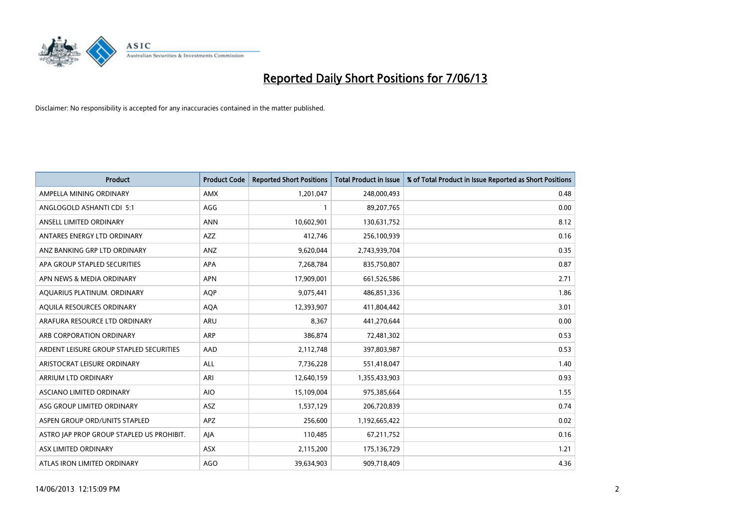# Reported Daily Short Positions for 7/06/13

Disclaimer: No responsibility is accepted for any inaccuracies contained in the matter published.

| Product | Product Code | Reported Short Positions | Total Product in Issue | % of Total Product in Issue Reported as Short Positions |
|---|---|---|---|---|
| AMPELLA MINING ORDINARY | AMX | 1,201,047 | 248,000,493 | 0.48 |
| ANGLOGOLD ASHANTI CDI 5:1 | AGG | 1 | 89,207,765 | 0.00 |
| ANSELL LIMITED ORDINARY | ANN | 10,602,901 | 130,631,752 | 8.12 |
| ANTARES ENERGY LTD ORDINARY | AZZ | 412,746 | 256,100,939 | 0.16 |
| ANZ BANKING GRP LTD ORDINARY | ANZ | 9,620,044 | 2,743,939,704 | 0.35 |
| APA GROUP STAPLED SECURITIES | APA | 7,268,784 | 835,750,807 | 0.87 |
| APN NEWS & MEDIA ORDINARY | APN | 17,909,001 | 661,526,586 | 2.71 |
| AQUARIUS PLATINUM. ORDINARY | AQP | 9,075,441 | 486,851,336 | 1.86 |
| AQUILA RESOURCES ORDINARY | AQA | 12,393,907 | 411,804,442 | 3.01 |
| ARAFURA RESOURCE LTD ORDINARY | ARU | 8,367 | 441,270,644 | 0.00 |
| ARB CORPORATION ORDINARY | ARP | 386,874 | 72,481,302 | 0.53 |
| ARDENT LEISURE GROUP STAPLED SECURITIES | AAD | 2,112,748 | 397,803,987 | 0.53 |
| ARISTOCRAT LEISURE ORDINARY | ALL | 7,736,228 | 551,418,047 | 1.40 |
| ARRIUM LTD ORDINARY | ARI | 12,640,159 | 1,355,433,903 | 0.93 |
| ASCIANO LIMITED ORDINARY | AIO | 15,109,004 | 975,385,664 | 1.55 |
| ASG GROUP LIMITED ORDINARY | ASZ | 1,537,129 | 206,720,839 | 0.74 |
| ASPEN GROUP ORD/UNITS STAPLED | APZ | 256,600 | 1,192,665,422 | 0.02 |
| ASTRO JAP PROP GROUP STAPLED US PROHIBIT. | AJA | 110,485 | 67,211,752 | 0.16 |
| ASX LIMITED ORDINARY | ASX | 2,115,200 | 175,136,729 | 1.21 |
| ATLAS IRON LIMITED ORDINARY | AGO | 39,634,903 | 909,718,409 | 4.36 |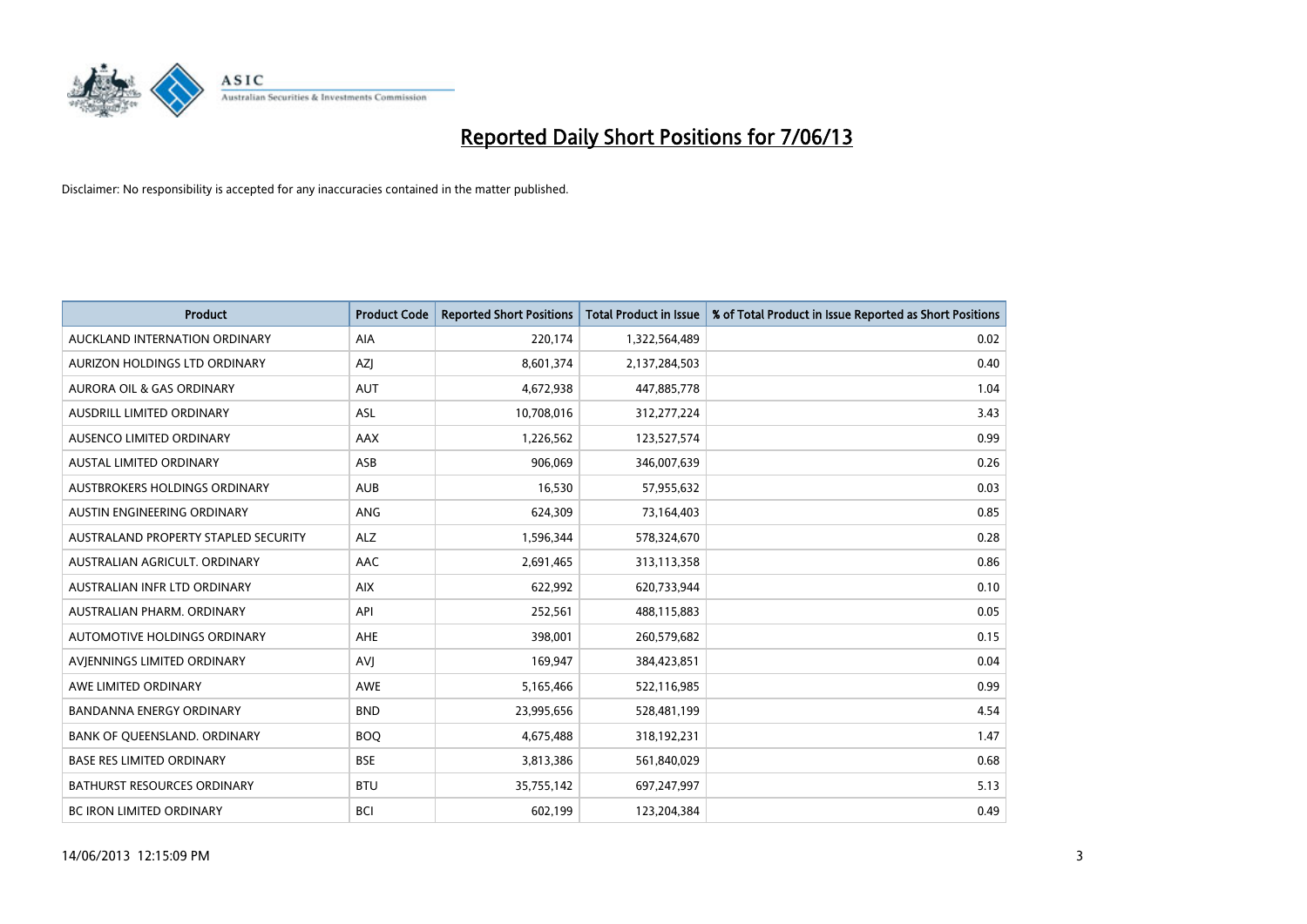# Reported Daily Short Positions for 7/06/13

Disclaimer: No responsibility is accepted for any inaccuracies contained in the matter published.

| Product | Product Code | Reported Short Positions | Total Product in Issue | % of Total Product in Issue Reported as Short Positions |
|---|---|---|---|---|
| AUCKLAND INTERNATION ORDINARY | AIA | 220,174 | 1,322,564,489 | 0.02 |
| AURIZON HOLDINGS LTD ORDINARY | AZJ | 8,601,374 | 2,137,284,503 | 0.40 |
| AURORA OIL & GAS ORDINARY | AUT | 4,672,938 | 447,885,778 | 1.04 |
| AUSDRILL LIMITED ORDINARY | ASL | 10,708,016 | 312,277,224 | 3.43 |
| AUSENCO LIMITED ORDINARY | AAX | 1,226,562 | 123,527,574 | 0.99 |
| AUSTAL LIMITED ORDINARY | ASB | 906,069 | 346,007,639 | 0.26 |
| AUSTBROKERS HOLDINGS ORDINARY | AUB | 16,530 | 57,955,632 | 0.03 |
| AUSTIN ENGINEERING ORDINARY | ANG | 624,309 | 73,164,403 | 0.85 |
| AUSTRALAND PROPERTY STAPLED SECURITY | ALZ | 1,596,344 | 578,324,670 | 0.28 |
| AUSTRALIAN AGRICULT. ORDINARY | AAC | 2,691,465 | 313,113,358 | 0.86 |
| AUSTRALIAN INFR LTD ORDINARY | AIX | 622,992 | 620,733,944 | 0.10 |
| AUSTRALIAN PHARM. ORDINARY | API | 252,561 | 488,115,883 | 0.05 |
| AUTOMOTIVE HOLDINGS ORDINARY | AHE | 398,001 | 260,579,682 | 0.15 |
| AVJENNINGS LIMITED ORDINARY | AVJ | 169,947 | 384,423,851 | 0.04 |
| AWE LIMITED ORDINARY | AWE | 5,165,466 | 522,116,985 | 0.99 |
| BANDANNA ENERGY ORDINARY | BND | 23,995,656 | 528,481,199 | 4.54 |
| BANK OF QUEENSLAND. ORDINARY | BOQ | 4,675,488 | 318,192,231 | 1.47 |
| BASE RES LIMITED ORDINARY | BSE | 3,813,386 | 561,840,029 | 0.68 |
| BATHURST RESOURCES ORDINARY | BTU | 35,755,142 | 697,247,997 | 5.13 |
| BC IRON LIMITED ORDINARY | BCI | 602,199 | 123,204,384 | 0.49 |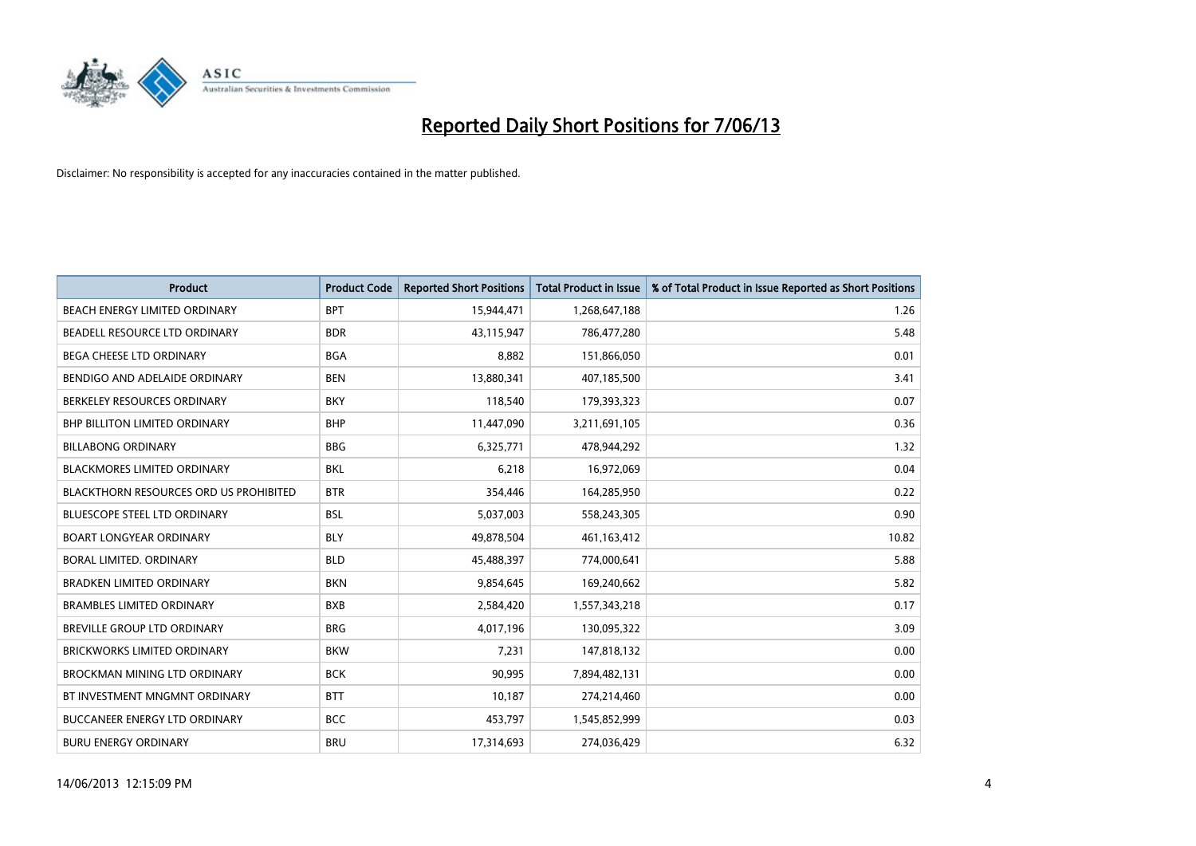# Reported Daily Short Positions for 7/06/13

Disclaimer: No responsibility is accepted for any inaccuracies contained in the matter published.

| Product | Product Code | Reported Short Positions | Total Product in Issue | % of Total Product in Issue Reported as Short Positions |
|---|---|---|---|---|
| BEACH ENERGY LIMITED ORDINARY | BPT | 15,944,471 | 1,268,647,188 | 1.26 |
| BEADELL RESOURCE LTD ORDINARY | BDR | 43,115,947 | 786,477,280 | 5.48 |
| BEGA CHEESE LTD ORDINARY | BGA | 8,882 | 151,866,050 | 0.01 |
| BENDIGO AND ADELAIDE ORDINARY | BEN | 13,880,341 | 407,185,500 | 3.41 |
| BERKELEY RESOURCES ORDINARY | BKY | 118,540 | 179,393,323 | 0.07 |
| BHP BILLITON LIMITED ORDINARY | BHP | 11,447,090 | 3,211,691,105 | 0.36 |
| BILLABONG ORDINARY | BBG | 6,325,771 | 478,944,292 | 1.32 |
| BLACKMORES LIMITED ORDINARY | BKL | 6,218 | 16,972,069 | 0.04 |
| BLACKTHORN RESOURCES ORD US PROHIBITED | BTR | 354,446 | 164,285,950 | 0.22 |
| BLUESCOPE STEEL LTD ORDINARY | BSL | 5,037,003 | 558,243,305 | 0.90 |
| BOART LONGYEAR ORDINARY | BLY | 49,878,504 | 461,163,412 | 10.82 |
| BORAL LIMITED. ORDINARY | BLD | 45,488,397 | 774,000,641 | 5.88 |
| BRADKEN LIMITED ORDINARY | BKN | 9,854,645 | 169,240,662 | 5.82 |
| BRAMBLES LIMITED ORDINARY | BXB | 2,584,420 | 1,557,343,218 | 0.17 |
| BREVILLE GROUP LTD ORDINARY | BRG | 4,017,196 | 130,095,322 | 3.09 |
| BRICKWORKS LIMITED ORDINARY | BKW | 7,231 | 147,818,132 | 0.00 |
| BROCKMAN MINING LTD ORDINARY | BCK | 90,995 | 7,894,482,131 | 0.00 |
| BT INVESTMENT MNGMNT ORDINARY | BTT | 10,187 | 274,214,460 | 0.00 |
| BUCCANEER ENERGY LTD ORDINARY | BCC | 453,797 | 1,545,852,999 | 0.03 |
| BURU ENERGY ORDINARY | BRU | 17,314,693 | 274,036,429 | 6.32 |

14/06/2013 12:15:09 PM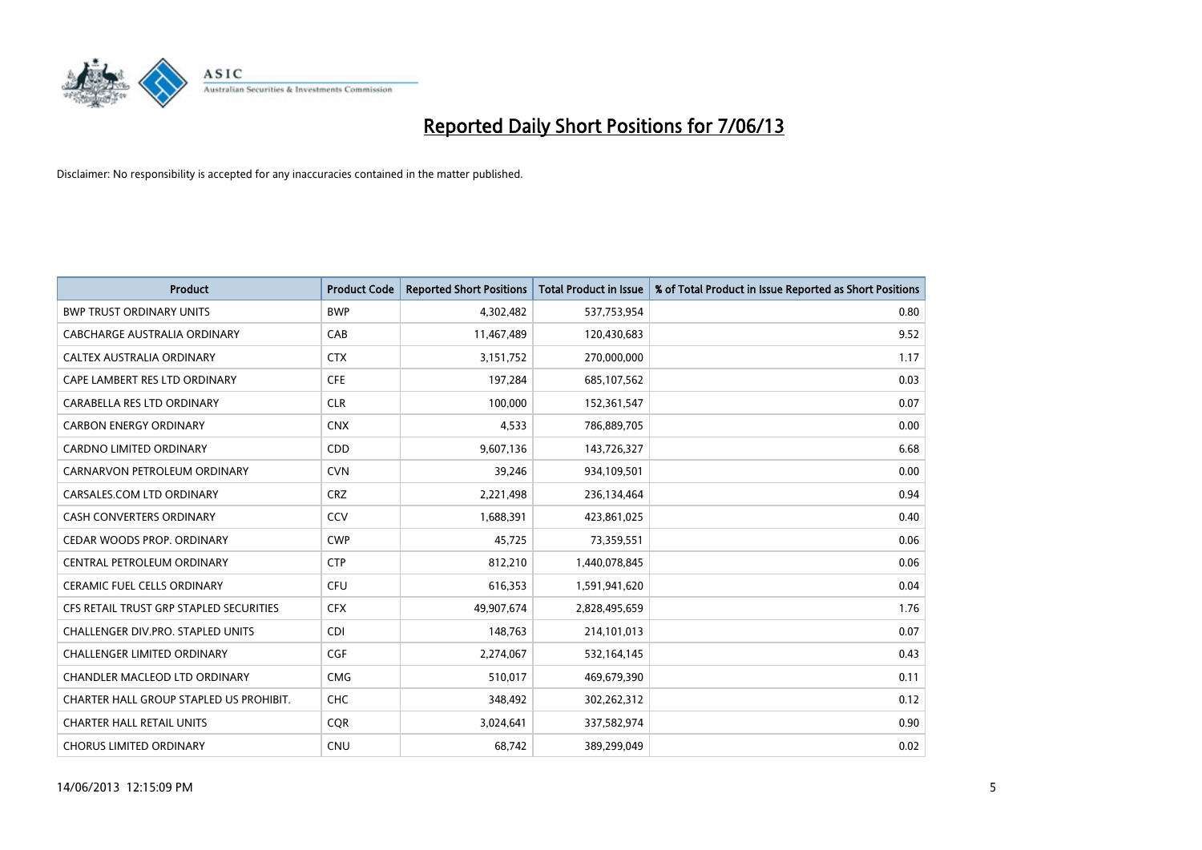# Reported Daily Short Positions for 7/06/13

Disclaimer: No responsibility is accepted for any inaccuracies contained in the matter published.

| Product | Product Code | Reported Short Positions | Total Product in Issue | % of Total Product in Issue Reported as Short Positions |
|---|---|---|---|---|
| BWP TRUST ORDINARY UNITS | BWP | 4,302,482 | 537,753,954 | 0.80 |
| CABCHARGE AUSTRALIA ORDINARY | CAB | 11,467,489 | 120,430,683 | 9.52 |
| CALTEX AUSTRALIA ORDINARY | CTX | 3,151,752 | 270,000,000 | 1.17 |
| CAPE LAMBERT RES LTD ORDINARY | CFE | 197,284 | 685,107,562 | 0.03 |
| CARABELLA RES LTD ORDINARY | CLR | 100,000 | 152,361,547 | 0.07 |
| CARBON ENERGY ORDINARY | CNX | 4,533 | 786,889,705 | 0.00 |
| CARDNO LIMITED ORDINARY | CDD | 9,607,136 | 143,726,327 | 6.68 |
| CARNARVON PETROLEUM ORDINARY | CVN | 39,246 | 934,109,501 | 0.00 |
| CARSALES.COM LTD ORDINARY | CRZ | 2,221,498 | 236,134,464 | 0.94 |
| CASH CONVERTERS ORDINARY | CCV | 1,688,391 | 423,861,025 | 0.40 |
| CEDAR WOODS PROP. ORDINARY | CWP | 45,725 | 73,359,551 | 0.06 |
| CENTRAL PETROLEUM ORDINARY | CTP | 812,210 | 1,440,078,845 | 0.06 |
| CERAMIC FUEL CELLS ORDINARY | CFU | 616,353 | 1,591,941,620 | 0.04 |
| CFS RETAIL TRUST GRP STAPLED SECURITIES | CFX | 49,907,674 | 2,828,495,659 | 1.76 |
| CHALLENGER DIV.PRO. STAPLED UNITS | CDI | 148,763 | 214,101,013 | 0.07 |
| CHALLENGER LIMITED ORDINARY | CGF | 2,274,067 | 532,164,145 | 0.43 |
| CHANDLER MACLEOD LTD ORDINARY | CMG | 510,017 | 469,679,390 | 0.11 |
| CHARTER HALL GROUP STAPLED US PROHIBIT. | CHC | 348,492 | 302,262,312 | 0.12 |
| CHARTER HALL RETAIL UNITS | CQR | 3,024,641 | 337,582,974 | 0.90 |
| CHORUS LIMITED ORDINARY | CNU | 68,742 | 389,299,049 | 0.02 |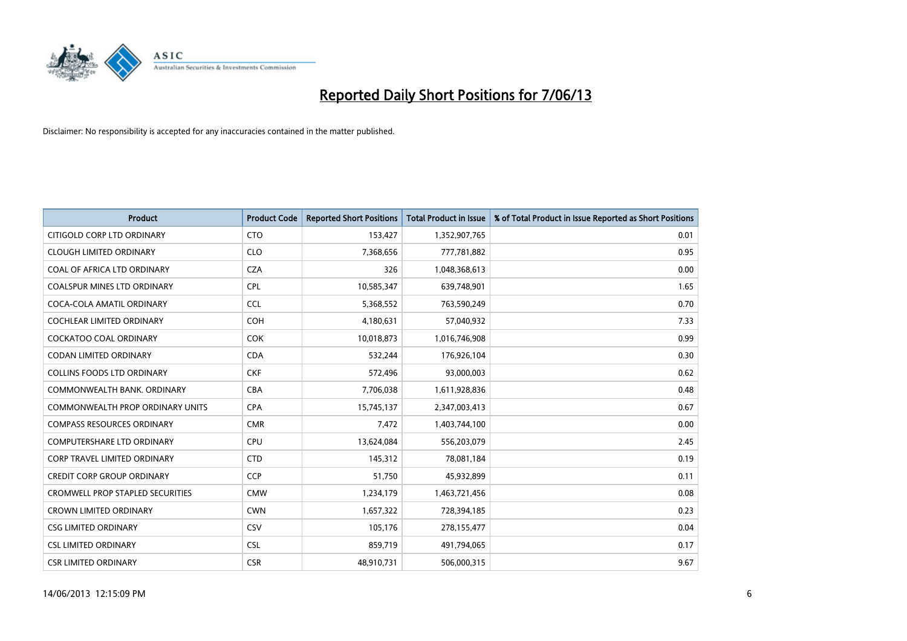# Reported Daily Short Positions for 7/06/13

Disclaimer: No responsibility is accepted for any inaccuracies contained in the matter published.

| Product | Product Code | Reported Short Positions | Total Product in Issue | % of Total Product in Issue Reported as Short Positions |
|---|---|---|---|---|
| CITIGOLD CORP LTD ORDINARY | CTO | 153,427 | 1,352,907,765 | 0.01 |
| CLOUGH LIMITED ORDINARY | CLO | 7,368,656 | 777,781,882 | 0.95 |
| COAL OF AFRICA LTD ORDINARY | CZA | 326 | 1,048,368,613 | 0.00 |
| COALSPUR MINES LTD ORDINARY | CPL | 10,585,347 | 639,748,901 | 1.65 |
| COCA-COLA AMATIL ORDINARY | CCL | 5,368,552 | 763,590,249 | 0.70 |
| COCHLEAR LIMITED ORDINARY | COH | 4,180,631 | 57,040,932 | 7.33 |
| COCKATOO COAL ORDINARY | COK | 10,018,873 | 1,016,746,908 | 0.99 |
| CODAN LIMITED ORDINARY | CDA | 532,244 | 176,926,104 | 0.30 |
| COLLINS FOODS LTD ORDINARY | CKF | 572,496 | 93,000,003 | 0.62 |
| COMMONWEALTH BANK. ORDINARY | CBA | 7,706,038 | 1,611,928,836 | 0.48 |
| COMMONWEALTH PROP ORDINARY UNITS | CPA | 15,745,137 | 2,347,003,413 | 0.67 |
| COMPASS RESOURCES ORDINARY | CMR | 7,472 | 1,403,744,100 | 0.00 |
| COMPUTERSHARE LTD ORDINARY | CPU | 13,624,084 | 556,203,079 | 2.45 |
| CORP TRAVEL LIMITED ORDINARY | CTD | 145,312 | 78,081,184 | 0.19 |
| CREDIT CORP GROUP ORDINARY | CCP | 51,750 | 45,932,899 | 0.11 |
| CROMWELL PROP STAPLED SECURITIES | CMW | 1,234,179 | 1,463,721,456 | 0.08 |
| CROWN LIMITED ORDINARY | CWN | 1,657,322 | 728,394,185 | 0.23 |
| CSG LIMITED ORDINARY | CSV | 105,176 | 278,155,477 | 0.04 |
| CSL LIMITED ORDINARY | CSL | 859,719 | 491,794,065 | 0.17 |
| CSR LIMITED ORDINARY | CSR | 48,910,731 | 506,000,315 | 9.67 |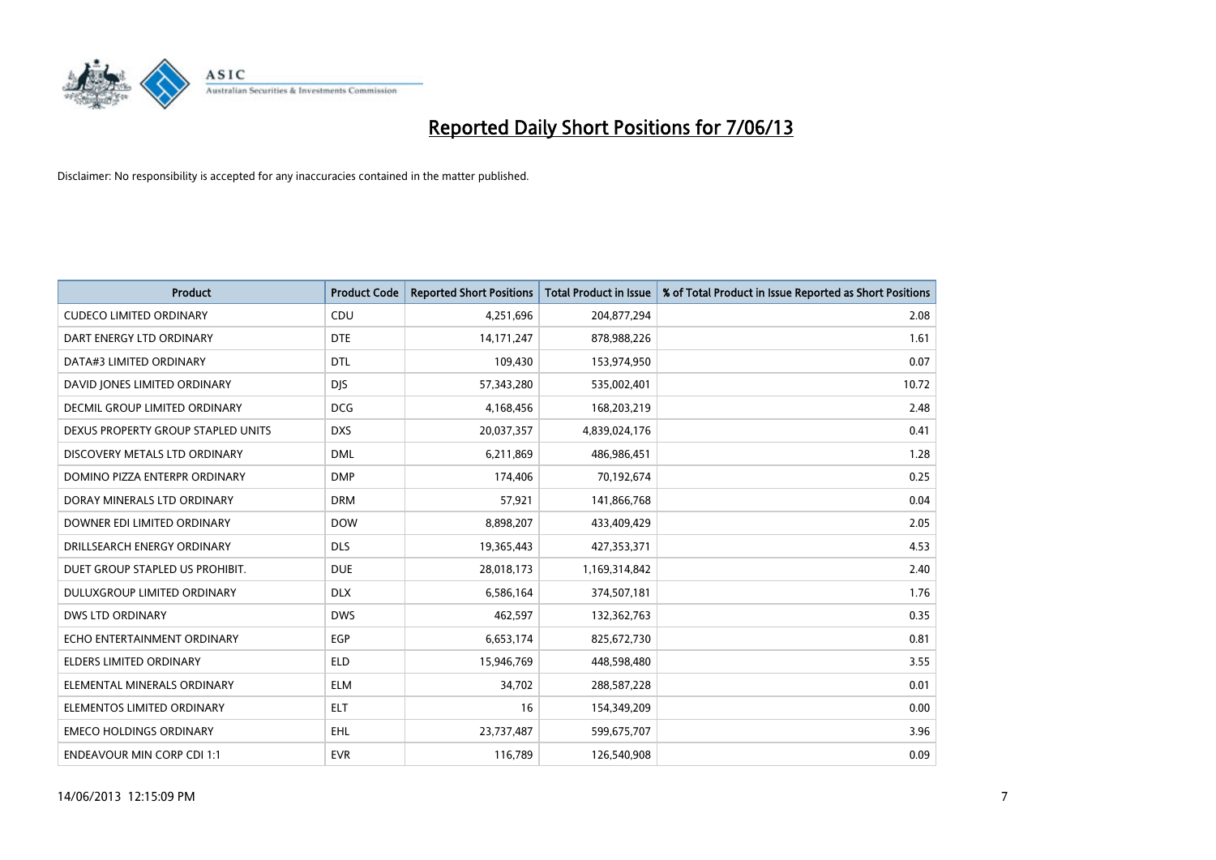# Reported Daily Short Positions for 7/06/13

Disclaimer: No responsibility is accepted for any inaccuracies contained in the matter published.

| Product | Product Code | Reported Short Positions | Total Product in Issue | % of Total Product in Issue Reported as Short Positions |
|---|---|---|---|---|
| CUDECO LIMITED ORDINARY | CDU | 4,251,696 | 204,877,294 | 2.08 |
| DART ENERGY LTD ORDINARY | DTE | 14,171,247 | 878,988,226 | 1.61 |
| DATA#3 LIMITED ORDINARY | DTL | 109,430 | 153,974,950 | 0.07 |
| DAVID JONES LIMITED ORDINARY | DJS | 57,343,280 | 535,002,401 | 10.72 |
| DECMIL GROUP LIMITED ORDINARY | DCG | 4,168,456 | 168,203,219 | 2.48 |
| DEXUS PROPERTY GROUP STAPLED UNITS | DXS | 20,037,357 | 4,839,024,176 | 0.41 |
| DISCOVERY METALS LTD ORDINARY | DML | 6,211,869 | 486,986,451 | 1.28 |
| DOMINO PIZZA ENTERPR ORDINARY | DMP | 174,406 | 70,192,674 | 0.25 |
| DORAY MINERALS LTD ORDINARY | DRM | 57,921 | 141,866,768 | 0.04 |
| DOWNER EDI LIMITED ORDINARY | DOW | 8,898,207 | 433,409,429 | 2.05 |
| DRILLSEARCH ENERGY ORDINARY | DLS | 19,365,443 | 427,353,371 | 4.53 |
| DUET GROUP STAPLED US PROHIBIT. | DUE | 28,018,173 | 1,169,314,842 | 2.40 |
| DULUXGROUP LIMITED ORDINARY | DLX | 6,586,164 | 374,507,181 | 1.76 |
| DWS LTD ORDINARY | DWS | 462,597 | 132,362,763 | 0.35 |
| ECHO ENTERTAINMENT ORDINARY | EGP | 6,653,174 | 825,672,730 | 0.81 |
| ELDERS LIMITED ORDINARY | ELD | 15,946,769 | 448,598,480 | 3.55 |
| ELEMENTAL MINERALS ORDINARY | ELM | 34,702 | 288,587,228 | 0.01 |
| ELEMENTOS LIMITED ORDINARY | ELT | 16 | 154,349,209 | 0.00 |
| EMECO HOLDINGS ORDINARY | EHL | 23,737,487 | 599,675,707 | 3.96 |
| ENDEAVOUR MIN CORP CDI 1:1 | EVR | 116,789 | 126,540,908 | 0.09 |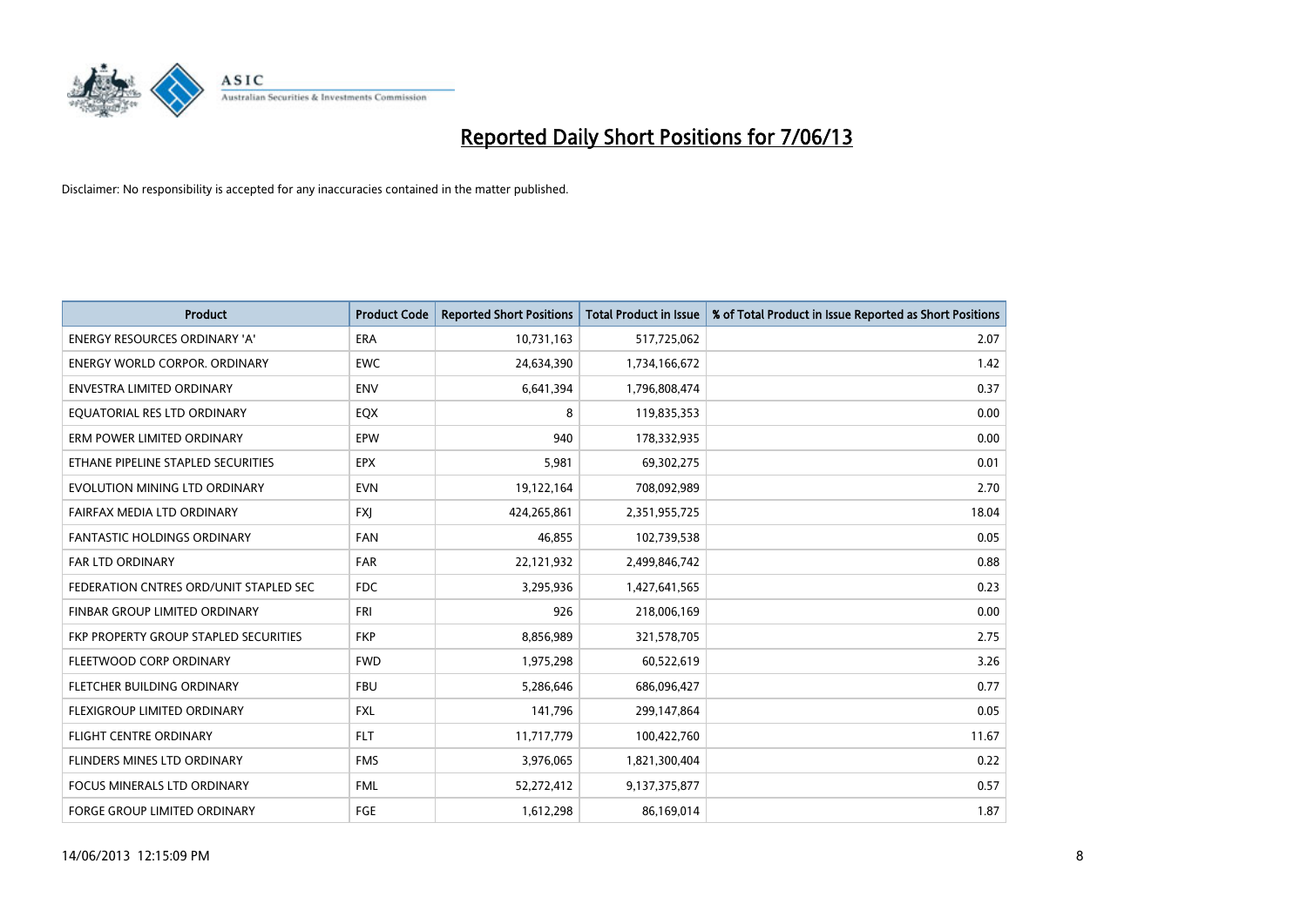# Reported Daily Short Positions for 7/06/13

Disclaimer: No responsibility is accepted for any inaccuracies contained in the matter published.

| Product | Product Code | Reported Short Positions | Total Product in Issue | % of Total Product in Issue Reported as Short Positions |
|---|---|---|---|---|
| ENERGY RESOURCES ORDINARY 'A' | ERA | 10,731,163 | 517,725,062 | 2.07 |
| ENERGY WORLD CORPOR. ORDINARY | EWC | 24,634,390 | 1,734,166,672 | 1.42 |
| ENVESTRA LIMITED ORDINARY | ENV | 6,641,394 | 1,796,808,474 | 0.37 |
| EQUATORIAL RES LTD ORDINARY | EQX | 8 | 119,835,353 | 0.00 |
| ERM POWER LIMITED ORDINARY | EPW | 940 | 178,332,935 | 0.00 |
| ETHANE PIPELINE STAPLED SECURITIES | EPX | 5,981 | 69,302,275 | 0.01 |
| EVOLUTION MINING LTD ORDINARY | EVN | 19,122,164 | 708,092,989 | 2.70 |
| FAIRFAX MEDIA LTD ORDINARY | FXJ | 424,265,861 | 2,351,955,725 | 18.04 |
| FANTASTIC HOLDINGS ORDINARY | FAN | 46,855 | 102,739,538 | 0.05 |
| FAR LTD ORDINARY | FAR | 22,121,932 | 2,499,846,742 | 0.88 |
| FEDERATION CNTRES ORD/UNIT STAPLED SEC | FDC | 3,295,936 | 1,427,641,565 | 0.23 |
| FINBAR GROUP LIMITED ORDINARY | FRI | 926 | 218,006,169 | 0.00 |
| FKP PROPERTY GROUP STAPLED SECURITIES | FKP | 8,856,989 | 321,578,705 | 2.75 |
| FLEETWOOD CORP ORDINARY | FWD | 1,975,298 | 60,522,619 | 3.26 |
| FLETCHER BUILDING ORDINARY | FBU | 5,286,646 | 686,096,427 | 0.77 |
| FLEXIGROUP LIMITED ORDINARY | FXL | 141,796 | 299,147,864 | 0.05 |
| FLIGHT CENTRE ORDINARY | FLT | 11,717,779 | 100,422,760 | 11.67 |
| FLINDERS MINES LTD ORDINARY | FMS | 3,976,065 | 1,821,300,404 | 0.22 |
| FOCUS MINERALS LTD ORDINARY | FML | 52,272,412 | 9,137,375,877 | 0.57 |
| FORGE GROUP LIMITED ORDINARY | FGE | 1,612,298 | 86,169,014 | 1.87 |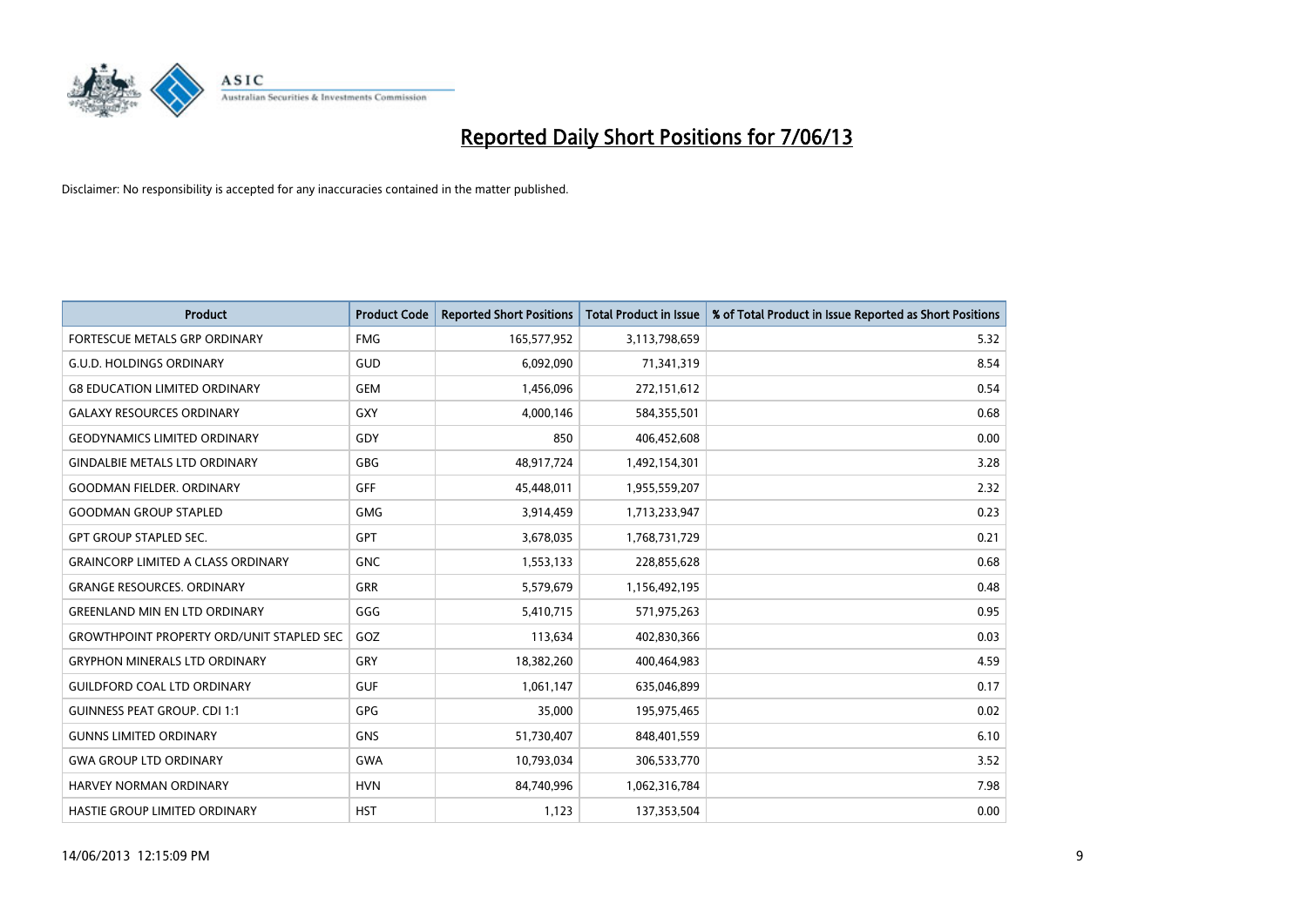# Reported Daily Short Positions for 7/06/13

Disclaimer: No responsibility is accepted for any inaccuracies contained in the matter published.

| Product | Product Code | Reported Short Positions | Total Product in Issue | % of Total Product in Issue Reported as Short Positions |
|---|---|---|---|---|
| FORTESCUE METALS GRP ORDINARY | FMG | 165,577,952 | 3,113,798,659 | 5.32 |
| G.U.D. HOLDINGS ORDINARY | GUD | 6,092,090 | 71,341,319 | 8.54 |
| G8 EDUCATION LIMITED ORDINARY | GEM | 1,456,096 | 272,151,612 | 0.54 |
| GALAXY RESOURCES ORDINARY | GXY | 4,000,146 | 584,355,501 | 0.68 |
| GEODYNAMICS LIMITED ORDINARY | GDY | 850 | 406,452,608 | 0.00 |
| GINDALBIE METALS LTD ORDINARY | GBG | 48,917,724 | 1,492,154,301 | 3.28 |
| GOODMAN FIELDER. ORDINARY | GFF | 45,448,011 | 1,955,559,207 | 2.32 |
| GOODMAN GROUP STAPLED | GMG | 3,914,459 | 1,713,233,947 | 0.23 |
| GPT GROUP STAPLED SEC. | GPT | 3,678,035 | 1,768,731,729 | 0.21 |
| GRAINCORP LIMITED A CLASS ORDINARY | GNC | 1,553,133 | 228,855,628 | 0.68 |
| GRANGE RESOURCES. ORDINARY | GRR | 5,579,679 | 1,156,492,195 | 0.48 |
| GREENLAND MIN EN LTD ORDINARY | GGG | 5,410,715 | 571,975,263 | 0.95 |
| GROWTHPOINT PROPERTY ORD/UNIT STAPLED SEC | GOZ | 113,634 | 402,830,366 | 0.03 |
| GRYPHON MINERALS LTD ORDINARY | GRY | 18,382,260 | 400,464,983 | 4.59 |
| GUILDFORD COAL LTD ORDINARY | GUF | 1,061,147 | 635,046,899 | 0.17 |
| GUINNESS PEAT GROUP. CDI 1:1 | GPG | 35,000 | 195,975,465 | 0.02 |
| GUNNS LIMITED ORDINARY | GNS | 51,730,407 | 848,401,559 | 6.10 |
| GWA GROUP LTD ORDINARY | GWA | 10,793,034 | 306,533,770 | 3.52 |
| HARVEY NORMAN ORDINARY | HVN | 84,740,996 | 1,062,316,784 | 7.98 |
| HASTIE GROUP LIMITED ORDINARY | HST | 1,123 | 137,353,504 | 0.00 |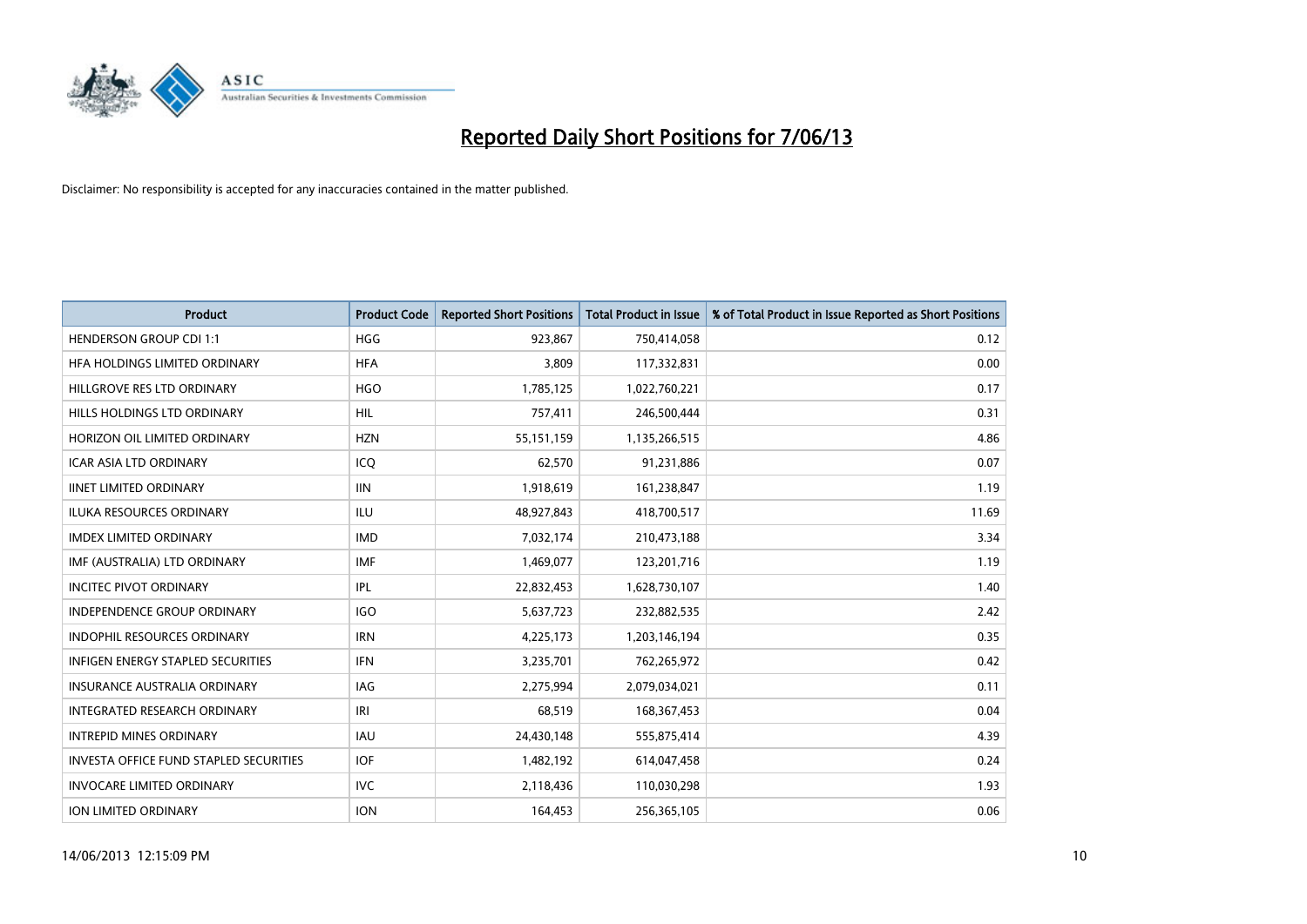# Reported Daily Short Positions for 7/06/13

Disclaimer: No responsibility is accepted for any inaccuracies contained in the matter published.

| Product | Product Code | Reported Short Positions | Total Product in Issue | % of Total Product in Issue Reported as Short Positions |
|---|---|---|---|---|
| HENDERSON GROUP CDI 1:1 | HGG | 923,867 | 750,414,058 | 0.12 |
| HFA HOLDINGS LIMITED ORDINARY | HFA | 3,809 | 117,332,831 | 0.00 |
| HILLGROVE RES LTD ORDINARY | HGO | 1,785,125 | 1,022,760,221 | 0.17 |
| HILLS HOLDINGS LTD ORDINARY | HIL | 757,411 | 246,500,444 | 0.31 |
| HORIZON OIL LIMITED ORDINARY | HZN | 55,151,159 | 1,135,266,515 | 4.86 |
| ICAR ASIA LTD ORDINARY | ICQ | 62,570 | 91,231,886 | 0.07 |
| IINET LIMITED ORDINARY | IIN | 1,918,619 | 161,238,847 | 1.19 |
| ILUKA RESOURCES ORDINARY | ILU | 48,927,843 | 418,700,517 | 11.69 |
| IMDEX LIMITED ORDINARY | IMD | 7,032,174 | 210,473,188 | 3.34 |
| IMF (AUSTRALIA) LTD ORDINARY | IMF | 1,469,077 | 123,201,716 | 1.19 |
| INCITEC PIVOT ORDINARY | IPL | 22,832,453 | 1,628,730,107 | 1.40 |
| INDEPENDENCE GROUP ORDINARY | IGO | 5,637,723 | 232,882,535 | 2.42 |
| INDOPHIL RESOURCES ORDINARY | IRN | 4,225,173 | 1,203,146,194 | 0.35 |
| INFIGEN ENERGY STAPLED SECURITIES | IFN | 3,235,701 | 762,265,972 | 0.42 |
| INSURANCE AUSTRALIA ORDINARY | IAG | 2,275,994 | 2,079,034,021 | 0.11 |
| INTEGRATED RESEARCH ORDINARY | IRI | 68,519 | 168,367,453 | 0.04 |
| INTREPID MINES ORDINARY | IAU | 24,430,148 | 555,875,414 | 4.39 |
| INVESTA OFFICE FUND STAPLED SECURITIES | IOF | 1,482,192 | 614,047,458 | 0.24 |
| INVOCARE LIMITED ORDINARY | IVC | 2,118,436 | 110,030,298 | 1.93 |
| ION LIMITED ORDINARY | ION | 164,453 | 256,365,105 | 0.06 |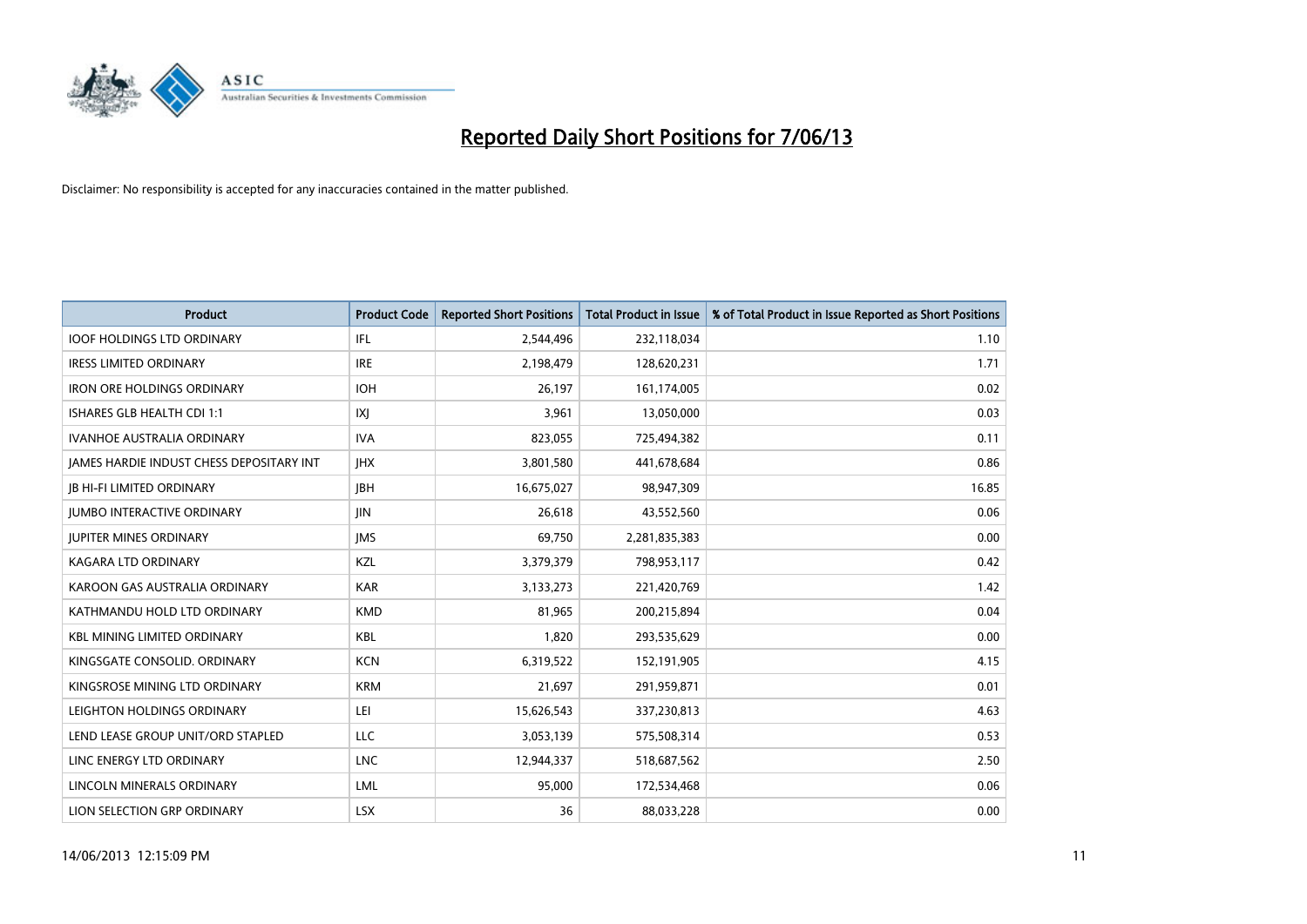# Reported Daily Short Positions for 7/06/13

Disclaimer: No responsibility is accepted for any inaccuracies contained in the matter published.

| Product | Product Code | Reported Short Positions | Total Product in Issue | % of Total Product in Issue Reported as Short Positions |
|---|---|---|---|---|
| IOOF HOLDINGS LTD ORDINARY | IFL | 2,544,496 | 232,118,034 | 1.10 |
| IRESS LIMITED ORDINARY | IRE | 2,198,479 | 128,620,231 | 1.71 |
| IRON ORE HOLDINGS ORDINARY | IOH | 26,197 | 161,174,005 | 0.02 |
| ISHARES GLB HEALTH CDI 1:1 | IXJ | 3,961 | 13,050,000 | 0.03 |
| IVANHOE AUSTRALIA ORDINARY | IVA | 823,055 | 725,494,382 | 0.11 |
| JAMES HARDIE INDUST CHESS DEPOSITARY INT | JHX | 3,801,580 | 441,678,684 | 0.86 |
| JB HI-FI LIMITED ORDINARY | JBH | 16,675,027 | 98,947,309 | 16.85 |
| JUMBO INTERACTIVE ORDINARY | JIN | 26,618 | 43,552,560 | 0.06 |
| JUPITER MINES ORDINARY | JMS | 69,750 | 2,281,835,383 | 0.00 |
| KAGARA LTD ORDINARY | KZL | 3,379,379 | 798,953,117 | 0.42 |
| KAROON GAS AUSTRALIA ORDINARY | KAR | 3,133,273 | 221,420,769 | 1.42 |
| KATHMANDU HOLD LTD ORDINARY | KMD | 81,965 | 200,215,894 | 0.04 |
| KBL MINING LIMITED ORDINARY | KBL | 1,820 | 293,535,629 | 0.00 |
| KINGSGATE CONSOLID. ORDINARY | KCN | 6,319,522 | 152,191,905 | 4.15 |
| KINGSROSE MINING LTD ORDINARY | KRM | 21,697 | 291,959,871 | 0.01 |
| LEIGHTON HOLDINGS ORDINARY | LEI | 15,626,543 | 337,230,813 | 4.63 |
| LEND LEASE GROUP UNIT/ORD STAPLED | LLC | 3,053,139 | 575,508,314 | 0.53 |
| LINC ENERGY LTD ORDINARY | LNC | 12,944,337 | 518,687,562 | 2.50 |
| LINCOLN MINERALS ORDINARY | LML | 95,000 | 172,534,468 | 0.06 |
| LION SELECTION GRP ORDINARY | LSX | 36 | 88,033,228 | 0.00 |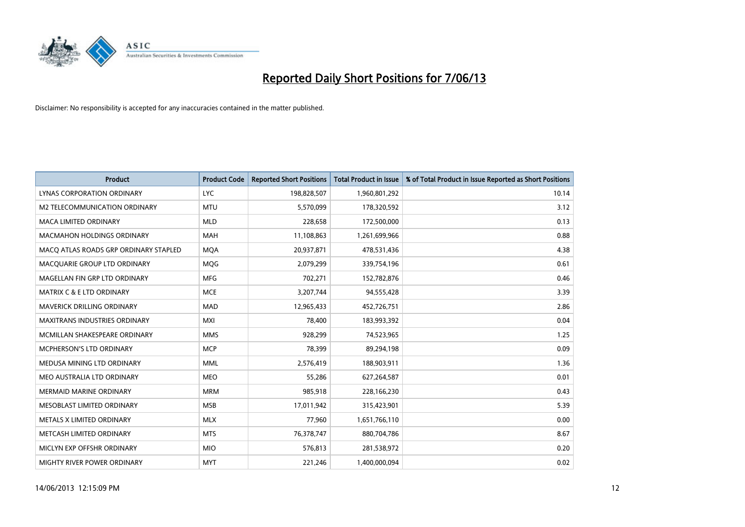# Reported Daily Short Positions for 7/06/13

Disclaimer: No responsibility is accepted for any inaccuracies contained in the matter published.

| Product | Product Code | Reported Short Positions | Total Product in Issue | % of Total Product in Issue Reported as Short Positions |
|---|---|---|---|---|
| LYNAS CORPORATION ORDINARY | LYC | 198,828,507 | 1,960,801,292 | 10.14 |
| M2 TELECOMMUNICATION ORDINARY | MTU | 5,570,099 | 178,320,592 | 3.12 |
| MACA LIMITED ORDINARY | MLD | 228,658 | 172,500,000 | 0.13 |
| MACMAHON HOLDINGS ORDINARY | MAH | 11,108,863 | 1,261,699,966 | 0.88 |
| MACQ ATLAS ROADS GRP ORDINARY STAPLED | MQA | 20,937,871 | 478,531,436 | 4.38 |
| MACQUARIE GROUP LTD ORDINARY | MQG | 2,079,299 | 339,754,196 | 0.61 |
| MAGELLAN FIN GRP LTD ORDINARY | MFG | 702,271 | 152,782,876 | 0.46 |
| MATRIX C & E LTD ORDINARY | MCE | 3,207,744 | 94,555,428 | 3.39 |
| MAVERICK DRILLING ORDINARY | MAD | 12,965,433 | 452,726,751 | 2.86 |
| MAXITRANS INDUSTRIES ORDINARY | MXI | 78,400 | 183,993,392 | 0.04 |
| MCMILLAN SHAKESPEARE ORDINARY | MMS | 928,299 | 74,523,965 | 1.25 |
| MCPHERSON'S LTD ORDINARY | MCP | 78,399 | 89,294,198 | 0.09 |
| MEDUSA MINING LTD ORDINARY | MML | 2,576,419 | 188,903,911 | 1.36 |
| MEO AUSTRALIA LTD ORDINARY | MEO | 55,286 | 627,264,587 | 0.01 |
| MERMAID MARINE ORDINARY | MRM | 985,918 | 228,166,230 | 0.43 |
| MESOBLAST LIMITED ORDINARY | MSB | 17,011,942 | 315,423,901 | 5.39 |
| METALS X LIMITED ORDINARY | MLX | 77,960 | 1,651,766,110 | 0.00 |
| METCASH LIMITED ORDINARY | MTS | 76,378,747 | 880,704,786 | 8.67 |
| MICLYN EXP OFFSHR ORDINARY | MIO | 576,813 | 281,538,972 | 0.20 |
| MIGHTY RIVER POWER ORDINARY | MYT | 221,246 | 1,400,000,094 | 0.02 |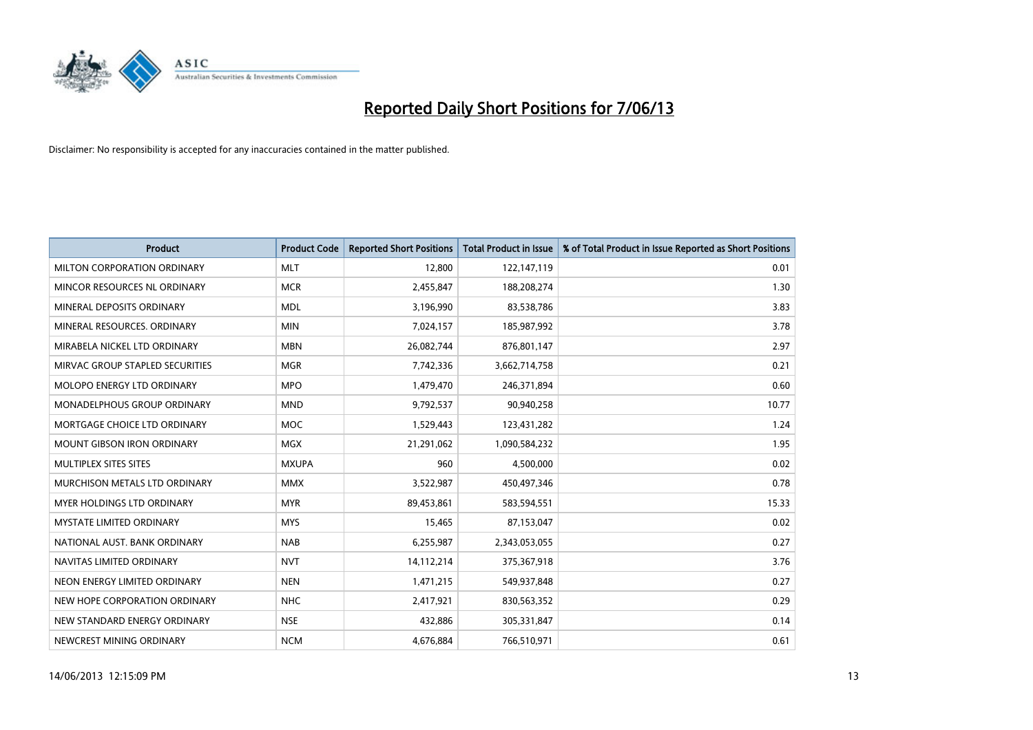# Reported Daily Short Positions for 7/06/13

Disclaimer: No responsibility is accepted for any inaccuracies contained in the matter published.

| Product | Product Code | Reported Short Positions | Total Product in Issue | % of Total Product in Issue Reported as Short Positions |
|---|---|---|---|---|
| MILTON CORPORATION ORDINARY | MLT | 12,800 | 122,147,119 | 0.01 |
| MINCOR RESOURCES NL ORDINARY | MCR | 2,455,847 | 188,208,274 | 1.30 |
| MINERAL DEPOSITS ORDINARY | MDL | 3,196,990 | 83,538,786 | 3.83 |
| MINERAL RESOURCES. ORDINARY | MIN | 7,024,157 | 185,987,992 | 3.78 |
| MIRABELA NICKEL LTD ORDINARY | MBN | 26,082,744 | 876,801,147 | 2.97 |
| MIRVAC GROUP STAPLED SECURITIES | MGR | 7,742,336 | 3,662,714,758 | 0.21 |
| MOLOPO ENERGY LTD ORDINARY | MPO | 1,479,470 | 246,371,894 | 0.60 |
| MONADELPHOUS GROUP ORDINARY | MND | 9,792,537 | 90,940,258 | 10.77 |
| MORTGAGE CHOICE LTD ORDINARY | MOC | 1,529,443 | 123,431,282 | 1.24 |
| MOUNT GIBSON IRON ORDINARY | MGX | 21,291,062 | 1,090,584,232 | 1.95 |
| MULTIPLEX SITES SITES | MXUPA | 960 | 4,500,000 | 0.02 |
| MURCHISON METALS LTD ORDINARY | MMX | 3,522,987 | 450,497,346 | 0.78 |
| MYER HOLDINGS LTD ORDINARY | MYR | 89,453,861 | 583,594,551 | 15.33 |
| MYSTATE LIMITED ORDINARY | MYS | 15,465 | 87,153,047 | 0.02 |
| NATIONAL AUST. BANK ORDINARY | NAB | 6,255,987 | 2,343,053,055 | 0.27 |
| NAVITAS LIMITED ORDINARY | NVT | 14,112,214 | 375,367,918 | 3.76 |
| NEON ENERGY LIMITED ORDINARY | NEN | 1,471,215 | 549,937,848 | 0.27 |
| NEW HOPE CORPORATION ORDINARY | NHC | 2,417,921 | 830,563,352 | 0.29 |
| NEW STANDARD ENERGY ORDINARY | NSE | 432,886 | 305,331,847 | 0.14 |
| NEWCREST MINING ORDINARY | NCM | 4,676,884 | 766,510,971 | 0.61 |

14/06/2013 12:15:09 PM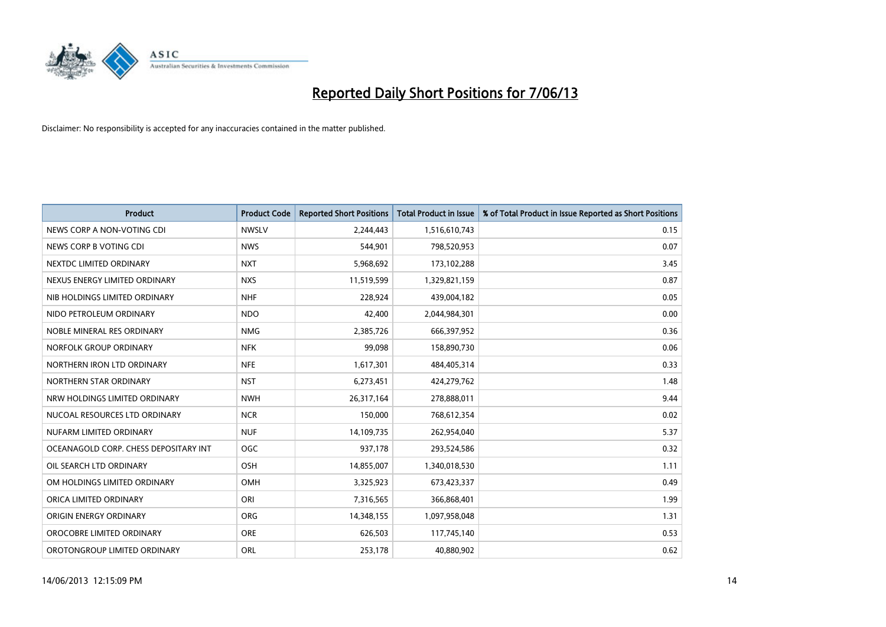# Reported Daily Short Positions for 7/06/13

Disclaimer: No responsibility is accepted for any inaccuracies contained in the matter published.

| Product | Product Code | Reported Short Positions | Total Product in Issue | % of Total Product in Issue Reported as Short Positions |
|---|---|---|---|---|
| NEWS CORP A NON-VOTING CDI | NWSLV | 2,244,443 | 1,516,610,743 | 0.15 |
| NEWS CORP B VOTING CDI | NWS | 544,901 | 798,520,953 | 0.07 |
| NEXTDC LIMITED ORDINARY | NXT | 5,968,692 | 173,102,288 | 3.45 |
| NEXUS ENERGY LIMITED ORDINARY | NXS | 11,519,599 | 1,329,821,159 | 0.87 |
| NIB HOLDINGS LIMITED ORDINARY | NHF | 228,924 | 439,004,182 | 0.05 |
| NIDO PETROLEUM ORDINARY | NDO | 42,400 | 2,044,984,301 | 0.00 |
| NOBLE MINERAL RES ORDINARY | NMG | 2,385,726 | 666,397,952 | 0.36 |
| NORFOLK GROUP ORDINARY | NFK | 99,098 | 158,890,730 | 0.06 |
| NORTHERN IRON LTD ORDINARY | NFE | 1,617,301 | 484,405,314 | 0.33 |
| NORTHERN STAR ORDINARY | NST | 6,273,451 | 424,279,762 | 1.48 |
| NRW HOLDINGS LIMITED ORDINARY | NWH | 26,317,164 | 278,888,011 | 9.44 |
| NUCOAL RESOURCES LTD ORDINARY | NCR | 150,000 | 768,612,354 | 0.02 |
| NUFARM LIMITED ORDINARY | NUF | 14,109,735 | 262,954,040 | 5.37 |
| OCEANAGOLD CORP. CHESS DEPOSITARY INT | OGC | 937,178 | 293,524,586 | 0.32 |
| OIL SEARCH LTD ORDINARY | OSH | 14,855,007 | 1,340,018,530 | 1.11 |
| OM HOLDINGS LIMITED ORDINARY | OMH | 3,325,923 | 673,423,337 | 0.49 |
| ORICA LIMITED ORDINARY | ORI | 7,316,565 | 366,868,401 | 1.99 |
| ORIGIN ENERGY ORDINARY | ORG | 14,348,155 | 1,097,958,048 | 1.31 |
| OROCOBRE LIMITED ORDINARY | ORE | 626,503 | 117,745,140 | 0.53 |
| OROTONGROUP LIMITED ORDINARY | ORL | 253,178 | 40,880,902 | 0.62 |

14/06/2013 12:15:09 PM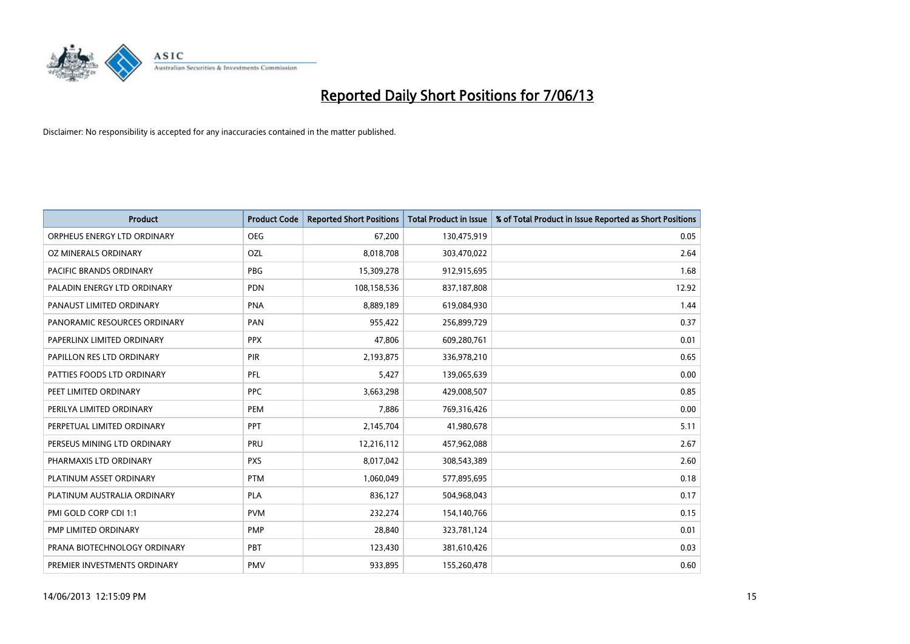# Reported Daily Short Positions for 7/06/13

Disclaimer: No responsibility is accepted for any inaccuracies contained in the matter published.

| Product | Product Code | Reported Short Positions | Total Product in Issue | % of Total Product in Issue Reported as Short Positions |
|---|---|---|---|---|
| ORPHEUS ENERGY LTD ORDINARY | OEG | 67,200 | 130,475,919 | 0.05 |
| OZ MINERALS ORDINARY | OZL | 8,018,708 | 303,470,022 | 2.64 |
| PACIFIC BRANDS ORDINARY | PBG | 15,309,278 | 912,915,695 | 1.68 |
| PALADIN ENERGY LTD ORDINARY | PDN | 108,158,536 | 837,187,808 | 12.92 |
| PANAUST LIMITED ORDINARY | PNA | 8,889,189 | 619,084,930 | 1.44 |
| PANORAMIC RESOURCES ORDINARY | PAN | 955,422 | 256,899,729 | 0.37 |
| PAPERLINX LIMITED ORDINARY | PPX | 47,806 | 609,280,761 | 0.01 |
| PAPILLON RES LTD ORDINARY | PIR | 2,193,875 | 336,978,210 | 0.65 |
| PATTIES FOODS LTD ORDINARY | PFL | 5,427 | 139,065,639 | 0.00 |
| PEET LIMITED ORDINARY | PPC | 3,663,298 | 429,008,507 | 0.85 |
| PERILYA LIMITED ORDINARY | PEM | 7,886 | 769,316,426 | 0.00 |
| PERPETUAL LIMITED ORDINARY | PPT | 2,145,704 | 41,980,678 | 5.11 |
| PERSEUS MINING LTD ORDINARY | PRU | 12,216,112 | 457,962,088 | 2.67 |
| PHARMAXIS LTD ORDINARY | PXS | 8,017,042 | 308,543,389 | 2.60 |
| PLATINUM ASSET ORDINARY | PTM | 1,060,049 | 577,895,695 | 0.18 |
| PLATINUM AUSTRALIA ORDINARY | PLA | 836,127 | 504,968,043 | 0.17 |
| PMI GOLD CORP CDI 1:1 | PVM | 232,274 | 154,140,766 | 0.15 |
| PMP LIMITED ORDINARY | PMP | 28,840 | 323,781,124 | 0.01 |
| PRANA BIOTECHNOLOGY ORDINARY | PBT | 123,430 | 381,610,426 | 0.03 |
| PREMIER INVESTMENTS ORDINARY | PMV | 933,895 | 155,260,478 | 0.60 |

14/06/2013 12:15:09 PM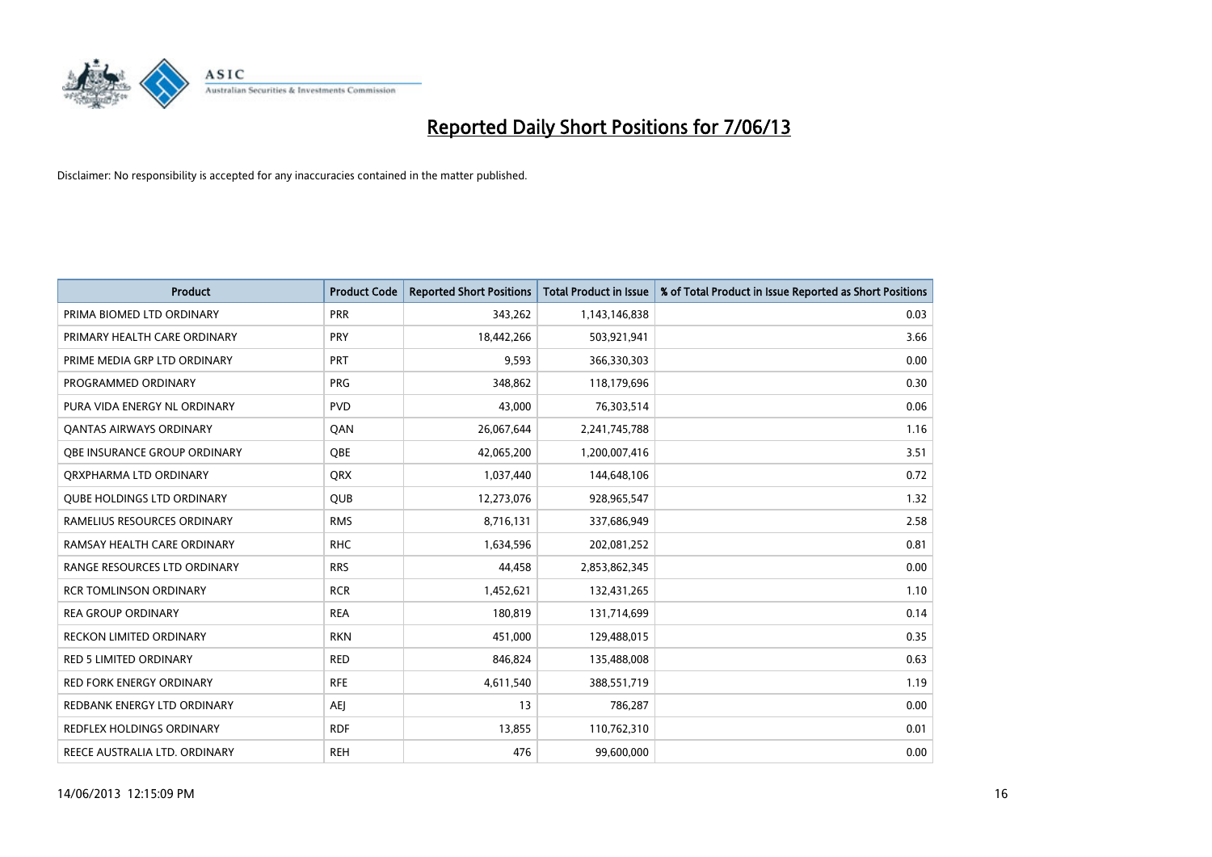# Reported Daily Short Positions for 7/06/13

Disclaimer: No responsibility is accepted for any inaccuracies contained in the matter published.

| Product | Product Code | Reported Short Positions | Total Product in Issue | % of Total Product in Issue Reported as Short Positions |
|---|---|---|---|---|
| PRIMA BIOMED LTD ORDINARY | PRR | 343,262 | 1,143,146,838 | 0.03 |
| PRIMARY HEALTH CARE ORDINARY | PRY | 18,442,266 | 503,921,941 | 3.66 |
| PRIME MEDIA GRP LTD ORDINARY | PRT | 9,593 | 366,330,303 | 0.00 |
| PROGRAMMED ORDINARY | PRG | 348,862 | 118,179,696 | 0.30 |
| PURA VIDA ENERGY NL ORDINARY | PVD | 43,000 | 76,303,514 | 0.06 |
| QANTAS AIRWAYS ORDINARY | QAN | 26,067,644 | 2,241,745,788 | 1.16 |
| QBE INSURANCE GROUP ORDINARY | QBE | 42,065,200 | 1,200,007,416 | 3.51 |
| QRXPHARMA LTD ORDINARY | QRX | 1,037,440 | 144,648,106 | 0.72 |
| QUBE HOLDINGS LTD ORDINARY | QUB | 12,273,076 | 928,965,547 | 1.32 |
| RAMELIUS RESOURCES ORDINARY | RMS | 8,716,131 | 337,686,949 | 2.58 |
| RAMSAY HEALTH CARE ORDINARY | RHC | 1,634,596 | 202,081,252 | 0.81 |
| RANGE RESOURCES LTD ORDINARY | RRS | 44,458 | 2,853,862,345 | 0.00 |
| RCR TOMLINSON ORDINARY | RCR | 1,452,621 | 132,431,265 | 1.10 |
| REA GROUP ORDINARY | REA | 180,819 | 131,714,699 | 0.14 |
| RECKON LIMITED ORDINARY | RKN | 451,000 | 129,488,015 | 0.35 |
| RED 5 LIMITED ORDINARY | RED | 846,824 | 135,488,008 | 0.63 |
| RED FORK ENERGY ORDINARY | RFE | 4,611,540 | 388,551,719 | 1.19 |
| REDBANK ENERGY LTD ORDINARY | AEJ | 13 | 786,287 | 0.00 |
| REDFLEX HOLDINGS ORDINARY | RDF | 13,855 | 110,762,310 | 0.01 |
| REECE AUSTRALIA LTD. ORDINARY | REH | 476 | 99,600,000 | 0.00 |

14/06/2013 12:15:09 PM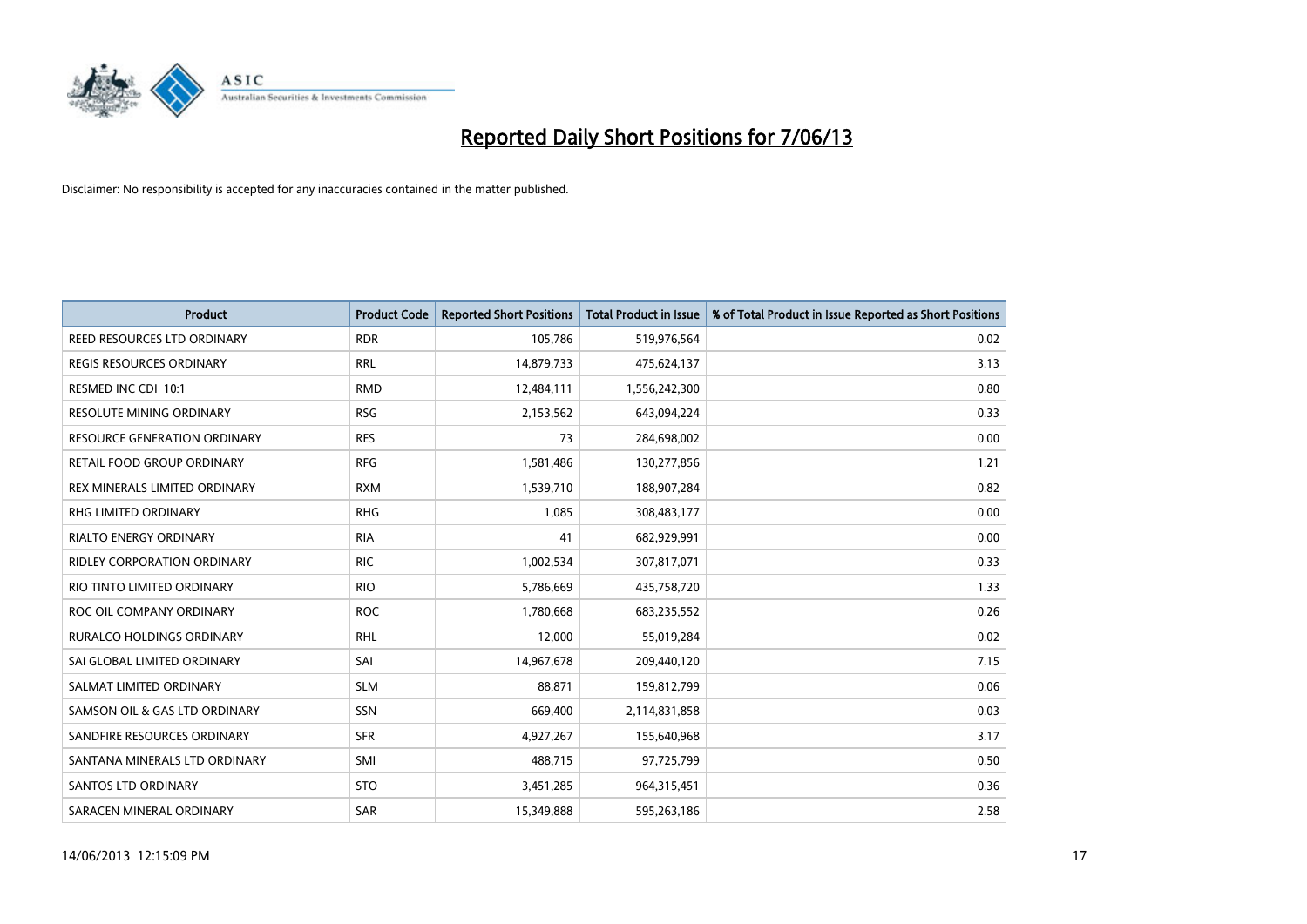# Reported Daily Short Positions for 7/06/13

Disclaimer: No responsibility is accepted for any inaccuracies contained in the matter published.

| Product | Product Code | Reported Short Positions | Total Product in Issue | % of Total Product in Issue Reported as Short Positions |
|---|---|---|---|---|
| REED RESOURCES LTD ORDINARY | RDR | 105,786 | 519,976,564 | 0.02 |
| REGIS RESOURCES ORDINARY | RRL | 14,879,733 | 475,624,137 | 3.13 |
| RESMED INC CDI 10:1 | RMD | 12,484,111 | 1,556,242,300 | 0.80 |
| RESOLUTE MINING ORDINARY | RSG | 2,153,562 | 643,094,224 | 0.33 |
| RESOURCE GENERATION ORDINARY | RES | 73 | 284,698,002 | 0.00 |
| RETAIL FOOD GROUP ORDINARY | RFG | 1,581,486 | 130,277,856 | 1.21 |
| REX MINERALS LIMITED ORDINARY | RXM | 1,539,710 | 188,907,284 | 0.82 |
| RHG LIMITED ORDINARY | RHG | 1,085 | 308,483,177 | 0.00 |
| RIALTO ENERGY ORDINARY | RIA | 41 | 682,929,991 | 0.00 |
| RIDLEY CORPORATION ORDINARY | RIC | 1,002,534 | 307,817,071 | 0.33 |
| RIO TINTO LIMITED ORDINARY | RIO | 5,786,669 | 435,758,720 | 1.33 |
| ROC OIL COMPANY ORDINARY | ROC | 1,780,668 | 683,235,552 | 0.26 |
| RURALCO HOLDINGS ORDINARY | RHL | 12,000 | 55,019,284 | 0.02 |
| SAI GLOBAL LIMITED ORDINARY | SAI | 14,967,678 | 209,440,120 | 7.15 |
| SALMAT LIMITED ORDINARY | SLM | 88,871 | 159,812,799 | 0.06 |
| SAMSON OIL & GAS LTD ORDINARY | SSN | 669,400 | 2,114,831,858 | 0.03 |
| SANDFIRE RESOURCES ORDINARY | SFR | 4,927,267 | 155,640,968 | 3.17 |
| SANTANA MINERALS LTD ORDINARY | SMI | 488,715 | 97,725,799 | 0.50 |
| SANTOS LTD ORDINARY | STO | 3,451,285 | 964,315,451 | 0.36 |
| SARACEN MINERAL ORDINARY | SAR | 15,349,888 | 595,263,186 | 2.58 |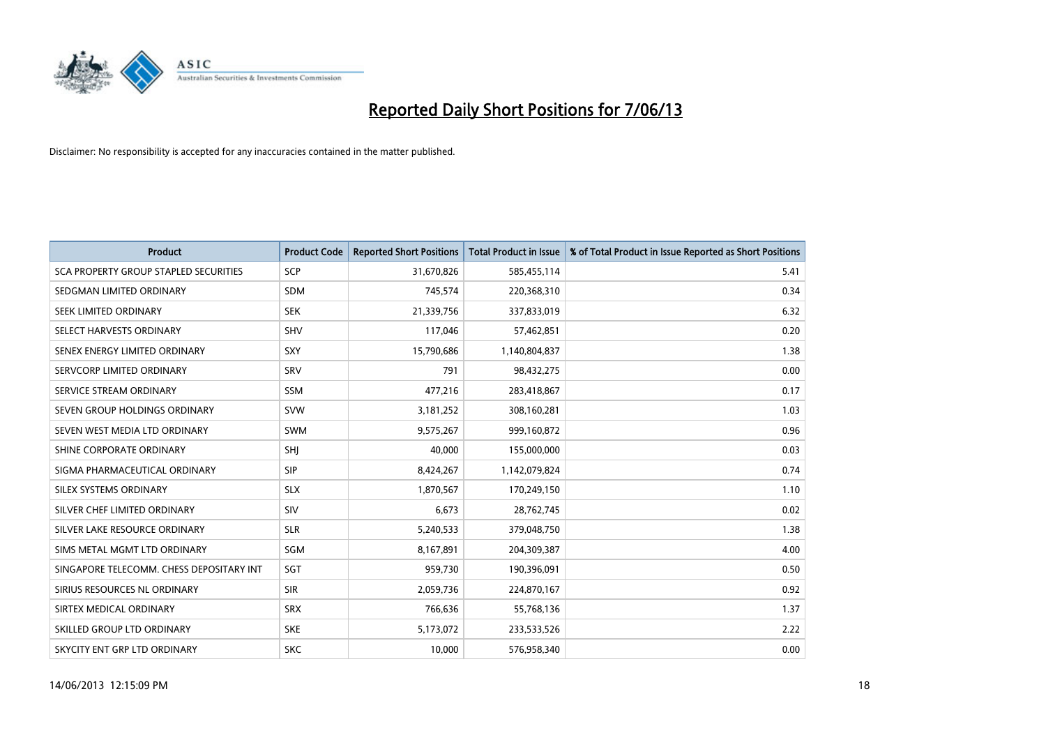# Reported Daily Short Positions for 7/06/13

Disclaimer: No responsibility is accepted for any inaccuracies contained in the matter published.

| Product | Product Code | Reported Short Positions | Total Product in Issue | % of Total Product in Issue Reported as Short Positions |
|---|---|---|---|---|
| SCA PROPERTY GROUP STAPLED SECURITIES | SCP | 31,670,826 | 585,455,114 | 5.41 |
| SEDGMAN LIMITED ORDINARY | SDM | 745,574 | 220,368,310 | 0.34 |
| SEEK LIMITED ORDINARY | SEK | 21,339,756 | 337,833,019 | 6.32 |
| SELECT HARVESTS ORDINARY | SHV | 117,046 | 57,462,851 | 0.20 |
| SENEX ENERGY LIMITED ORDINARY | SXY | 15,790,686 | 1,140,804,837 | 1.38 |
| SERVCORP LIMITED ORDINARY | SRV | 791 | 98,432,275 | 0.00 |
| SERVICE STREAM ORDINARY | SSM | 477,216 | 283,418,867 | 0.17 |
| SEVEN GROUP HOLDINGS ORDINARY | SVW | 3,181,252 | 308,160,281 | 1.03 |
| SEVEN WEST MEDIA LTD ORDINARY | SWM | 9,575,267 | 999,160,872 | 0.96 |
| SHINE CORPORATE ORDINARY | SHJ | 40,000 | 155,000,000 | 0.03 |
| SIGMA PHARMACEUTICAL ORDINARY | SIP | 8,424,267 | 1,142,079,824 | 0.74 |
| SILEX SYSTEMS ORDINARY | SLX | 1,870,567 | 170,249,150 | 1.10 |
| SILVER CHEF LIMITED ORDINARY | SIV | 6,673 | 28,762,745 | 0.02 |
| SILVER LAKE RESOURCE ORDINARY | SLR | 5,240,533 | 379,048,750 | 1.38 |
| SIMS METAL MGMT LTD ORDINARY | SGM | 8,167,891 | 204,309,387 | 4.00 |
| SINGAPORE TELECOMM. CHESS DEPOSITARY INT | SGT | 959,730 | 190,396,091 | 0.50 |
| SIRIUS RESOURCES NL ORDINARY | SIR | 2,059,736 | 224,870,167 | 0.92 |
| SIRTEX MEDICAL ORDINARY | SRX | 766,636 | 55,768,136 | 1.37 |
| SKILLED GROUP LTD ORDINARY | SKE | 5,173,072 | 233,533,526 | 2.22 |
| SKYCITY ENT GRP LTD ORDINARY | SKC | 10,000 | 576,958,340 | 0.00 |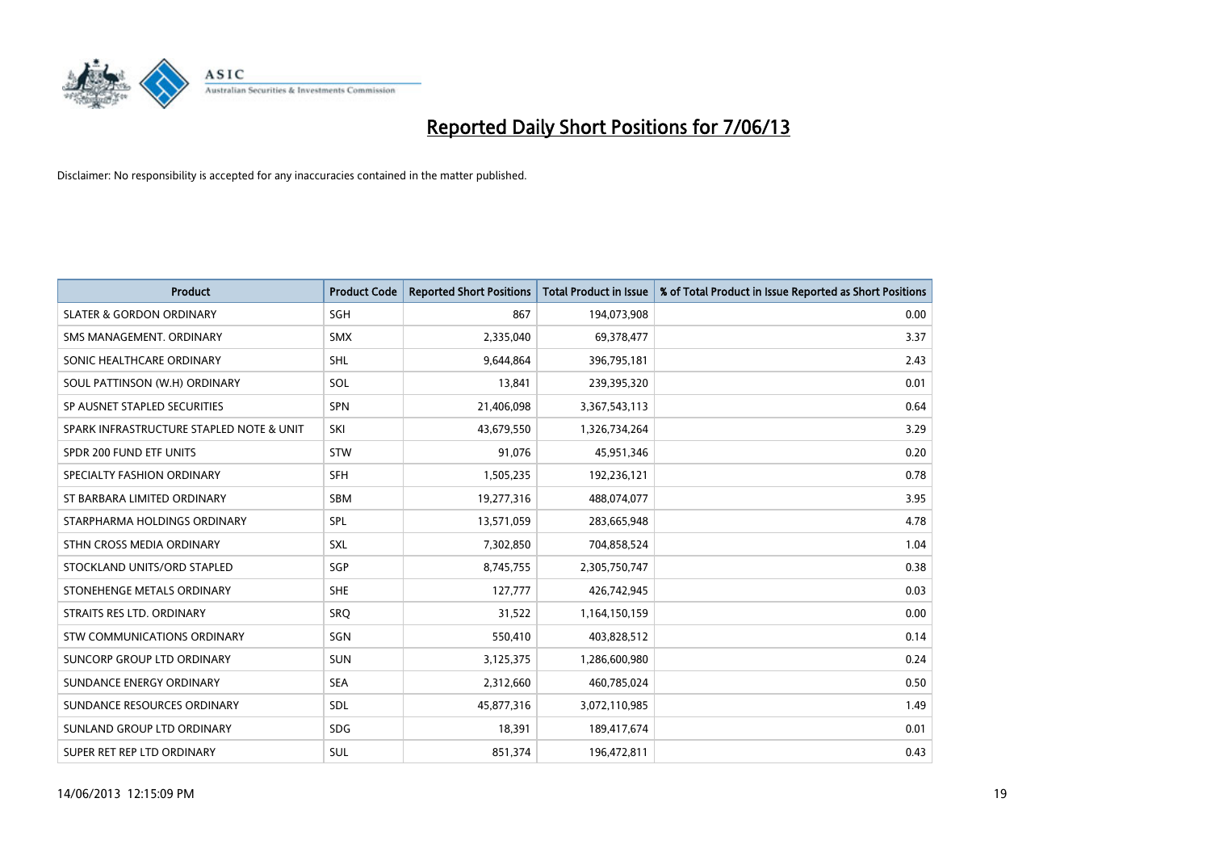# Reported Daily Short Positions for 7/06/13

Disclaimer: No responsibility is accepted for any inaccuracies contained in the matter published.

| Product | Product Code | Reported Short Positions | Total Product in Issue | % of Total Product in Issue Reported as Short Positions |
|---|---|---|---|---|
| SLATER & GORDON ORDINARY | SGH | 867 | 194,073,908 | 0.00 |
| SMS MANAGEMENT. ORDINARY | SMX | 2,335,040 | 69,378,477 | 3.37 |
| SONIC HEALTHCARE ORDINARY | SHL | 9,644,864 | 396,795,181 | 2.43 |
| SOUL PATTINSON (W.H) ORDINARY | SOL | 13,841 | 239,395,320 | 0.01 |
| SP AUSNET STAPLED SECURITIES | SPN | 21,406,098 | 3,367,543,113 | 0.64 |
| SPARK INFRASTRUCTURE STAPLED NOTE & UNIT | SKI | 43,679,550 | 1,326,734,264 | 3.29 |
| SPDR 200 FUND ETF UNITS | STW | 91,076 | 45,951,346 | 0.20 |
| SPECIALTY FASHION ORDINARY | SFH | 1,505,235 | 192,236,121 | 0.78 |
| ST BARBARA LIMITED ORDINARY | SBM | 19,277,316 | 488,074,077 | 3.95 |
| STARPHARMA HOLDINGS ORDINARY | SPL | 13,571,059 | 283,665,948 | 4.78 |
| STHN CROSS MEDIA ORDINARY | SXL | 7,302,850 | 704,858,524 | 1.04 |
| STOCKLAND UNITS/ORD STAPLED | SGP | 8,745,755 | 2,305,750,747 | 0.38 |
| STONEHENGE METALS ORDINARY | SHE | 127,777 | 426,742,945 | 0.03 |
| STRAITS RES LTD. ORDINARY | SRQ | 31,522 | 1,164,150,159 | 0.00 |
| STW COMMUNICATIONS ORDINARY | SGN | 550,410 | 403,828,512 | 0.14 |
| SUNCORP GROUP LTD ORDINARY | SUN | 3,125,375 | 1,286,600,980 | 0.24 |
| SUNDANCE ENERGY ORDINARY | SEA | 2,312,660 | 460,785,024 | 0.50 |
| SUNDANCE RESOURCES ORDINARY | SDL | 45,877,316 | 3,072,110,985 | 1.49 |
| SUNLAND GROUP LTD ORDINARY | SDG | 18,391 | 189,417,674 | 0.01 |
| SUPER RET REP LTD ORDINARY | SUL | 851,374 | 196,472,811 | 0.43 |

14/06/2013 12:15:09 PM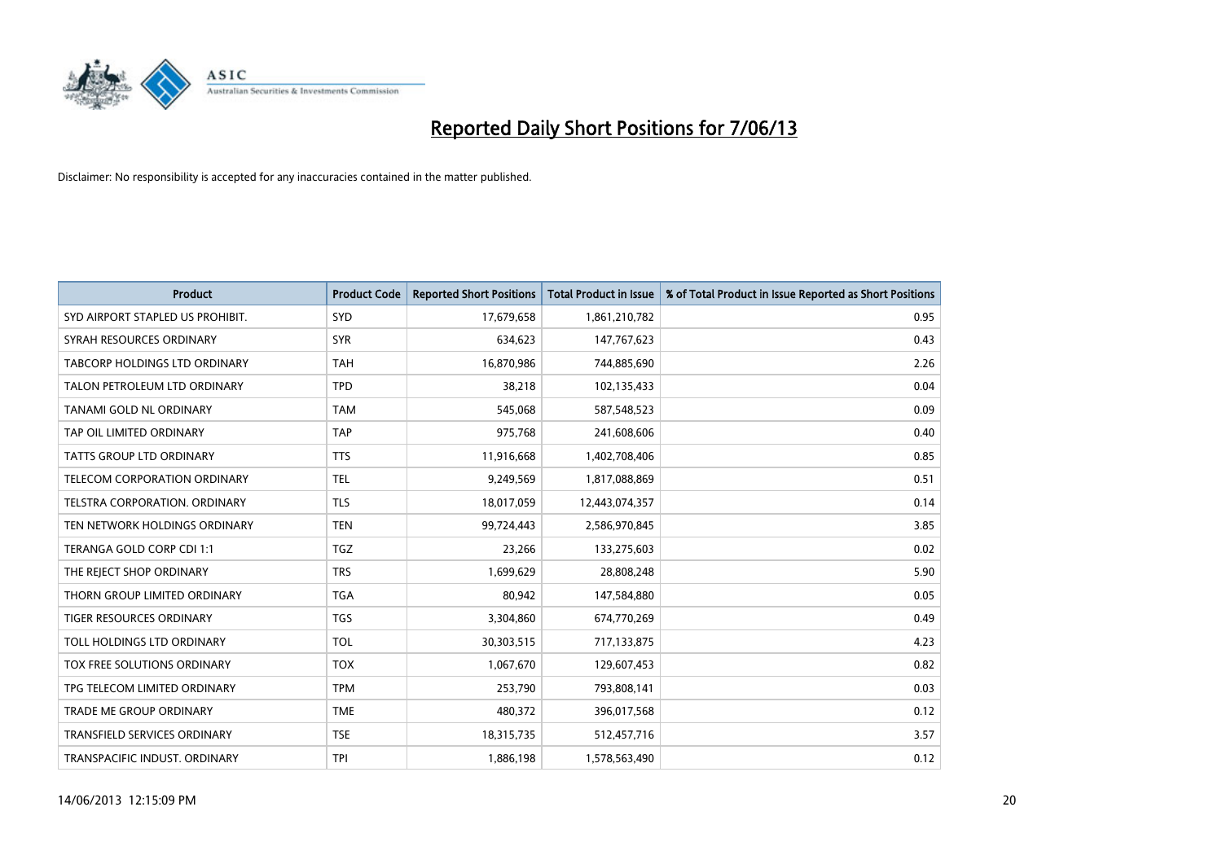# Reported Daily Short Positions for 7/06/13

Disclaimer: No responsibility is accepted for any inaccuracies contained in the matter published.

| Product | Product Code | Reported Short Positions | Total Product in Issue | % of Total Product in Issue Reported as Short Positions |
|---|---|---|---|---|
| SYD AIRPORT STAPLED US PROHIBIT. | SYD | 17,679,658 | 1,861,210,782 | 0.95 |
| SYRAH RESOURCES ORDINARY | SYR | 634,623 | 147,767,623 | 0.43 |
| TABCORP HOLDINGS LTD ORDINARY | TAH | 16,870,986 | 744,885,690 | 2.26 |
| TALON PETROLEUM LTD ORDINARY | TPD | 38,218 | 102,135,433 | 0.04 |
| TANAMI GOLD NL ORDINARY | TAM | 545,068 | 587,548,523 | 0.09 |
| TAP OIL LIMITED ORDINARY | TAP | 975,768 | 241,608,606 | 0.40 |
| TATTS GROUP LTD ORDINARY | TTS | 11,916,668 | 1,402,708,406 | 0.85 |
| TELECOM CORPORATION ORDINARY | TEL | 9,249,569 | 1,817,088,869 | 0.51 |
| TELSTRA CORPORATION. ORDINARY | TLS | 18,017,059 | 12,443,074,357 | 0.14 |
| TEN NETWORK HOLDINGS ORDINARY | TEN | 99,724,443 | 2,586,970,845 | 3.85 |
| TERANGA GOLD CORP CDI 1:1 | TGZ | 23,266 | 133,275,603 | 0.02 |
| THE REJECT SHOP ORDINARY | TRS | 1,699,629 | 28,808,248 | 5.90 |
| THORN GROUP LIMITED ORDINARY | TGA | 80,942 | 147,584,880 | 0.05 |
| TIGER RESOURCES ORDINARY | TGS | 3,304,860 | 674,770,269 | 0.49 |
| TOLL HOLDINGS LTD ORDINARY | TOL | 30,303,515 | 717,133,875 | 4.23 |
| TOX FREE SOLUTIONS ORDINARY | TOX | 1,067,670 | 129,607,453 | 0.82 |
| TPG TELECOM LIMITED ORDINARY | TPM | 253,790 | 793,808,141 | 0.03 |
| TRADE ME GROUP ORDINARY | TME | 480,372 | 396,017,568 | 0.12 |
| TRANSFIELD SERVICES ORDINARY | TSE | 18,315,735 | 512,457,716 | 3.57 |
| TRANSPACIFIC INDUST. ORDINARY | TPI | 1,886,198 | 1,578,563,490 | 0.12 |

14/06/2013 12:15:09 PM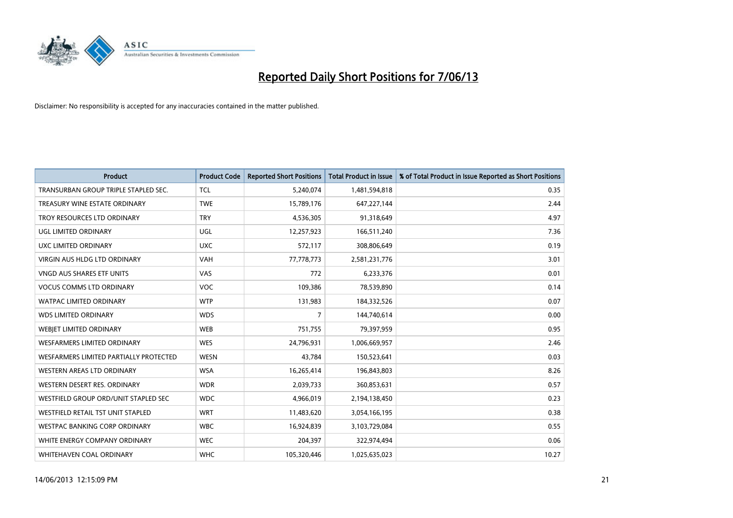# Reported Daily Short Positions for 7/06/13

Disclaimer: No responsibility is accepted for any inaccuracies contained in the matter published.

| Product | Product Code | Reported Short Positions | Total Product in Issue | % of Total Product in Issue Reported as Short Positions |
|---|---|---|---|---|
| TRANSURBAN GROUP TRIPLE STAPLED SEC. | TCL | 5,240,074 | 1,481,594,818 | 0.35 |
| TREASURY WINE ESTATE ORDINARY | TWE | 15,789,176 | 647,227,144 | 2.44 |
| TROY RESOURCES LTD ORDINARY | TRY | 4,536,305 | 91,318,649 | 4.97 |
| UGL LIMITED ORDINARY | UGL | 12,257,923 | 166,511,240 | 7.36 |
| UXC LIMITED ORDINARY | UXC | 572,117 | 308,806,649 | 0.19 |
| VIRGIN AUS HLDG LTD ORDINARY | VAH | 77,778,773 | 2,581,231,776 | 3.01 |
| VNGD AUS SHARES ETF UNITS | VAS | 772 | 6,233,376 | 0.01 |
| VOCUS COMMS LTD ORDINARY | VOC | 109,386 | 78,539,890 | 0.14 |
| WATPAC LIMITED ORDINARY | WTP | 131,983 | 184,332,526 | 0.07 |
| WDS LIMITED ORDINARY | WDS | 7 | 144,740,614 | 0.00 |
| WEBJET LIMITED ORDINARY | WEB | 751,755 | 79,397,959 | 0.95 |
| WESFARMERS LIMITED ORDINARY | WES | 24,796,931 | 1,006,669,957 | 2.46 |
| WESFARMERS LIMITED PARTIALLY PROTECTED | WESN | 43,784 | 150,523,641 | 0.03 |
| WESTERN AREAS LTD ORDINARY | WSA | 16,265,414 | 196,843,803 | 8.26 |
| WESTERN DESERT RES. ORDINARY | WDR | 2,039,733 | 360,853,631 | 0.57 |
| WESTFIELD GROUP ORD/UNIT STAPLED SEC | WDC | 4,966,019 | 2,194,138,450 | 0.23 |
| WESTFIELD RETAIL TST UNIT STAPLED | WRT | 11,483,620 | 3,054,166,195 | 0.38 |
| WESTPAC BANKING CORP ORDINARY | WBC | 16,924,839 | 3,103,729,084 | 0.55 |
| WHITE ENERGY COMPANY ORDINARY | WEC | 204,397 | 322,974,494 | 0.06 |
| WHITEHAVEN COAL ORDINARY | WHC | 105,320,446 | 1,025,635,023 | 10.27 |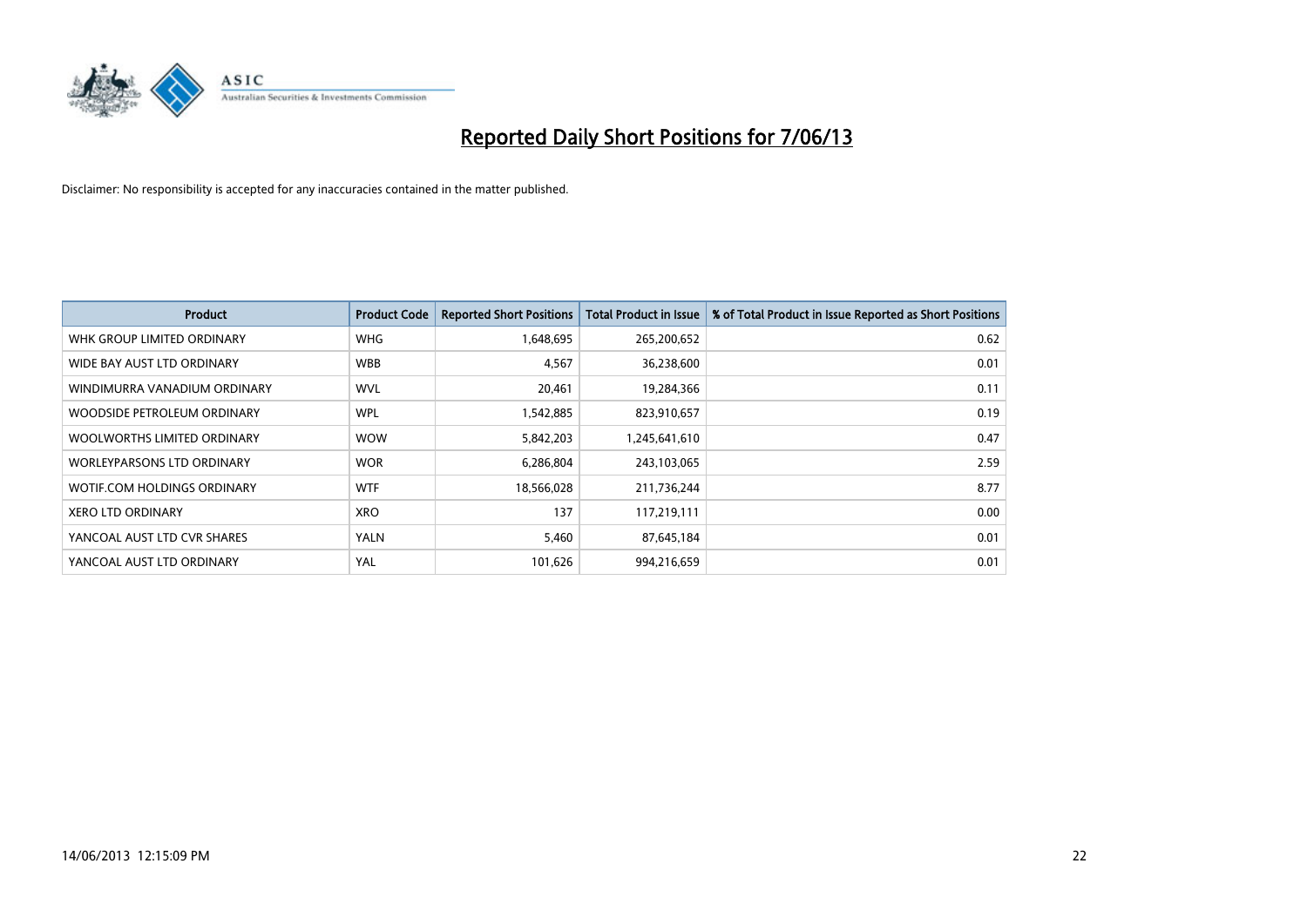# Reported Daily Short Positions for 7/06/13

Disclaimer: No responsibility is accepted for any inaccuracies contained in the matter published.

| Product | Product Code | Reported Short Positions | Total Product in Issue | % of Total Product in Issue Reported as Short Positions |
|---|---|---|---|---|
| WHK GROUP LIMITED ORDINARY | WHG | 1,648,695 | 265,200,652 | 0.62 |
| WIDE BAY AUST LTD ORDINARY | WBB | 4,567 | 36,238,600 | 0.01 |
| WINDIMURRA VANADIUM ORDINARY | WVL | 20,461 | 19,284,366 | 0.11 |
| WOODSIDE PETROLEUM ORDINARY | WPL | 1,542,885 | 823,910,657 | 0.19 |
| WOOLWORTHS LIMITED ORDINARY | WOW | 5,842,203 | 1,245,641,610 | 0.47 |
| WORLEYPARSONS LTD ORDINARY | WOR | 6,286,804 | 243,103,065 | 2.59 |
| WOTIF.COM HOLDINGS ORDINARY | WTF | 18,566,028 | 211,736,244 | 8.77 |
| XERO LTD ORDINARY | XRO | 137 | 117,219,111 | 0.00 |
| YANCOAL AUST LTD CVR SHARES | YALN | 5,460 | 87,645,184 | 0.01 |
| YANCOAL AUST LTD ORDINARY | YAL | 101,626 | 994,216,659 | 0.01 |